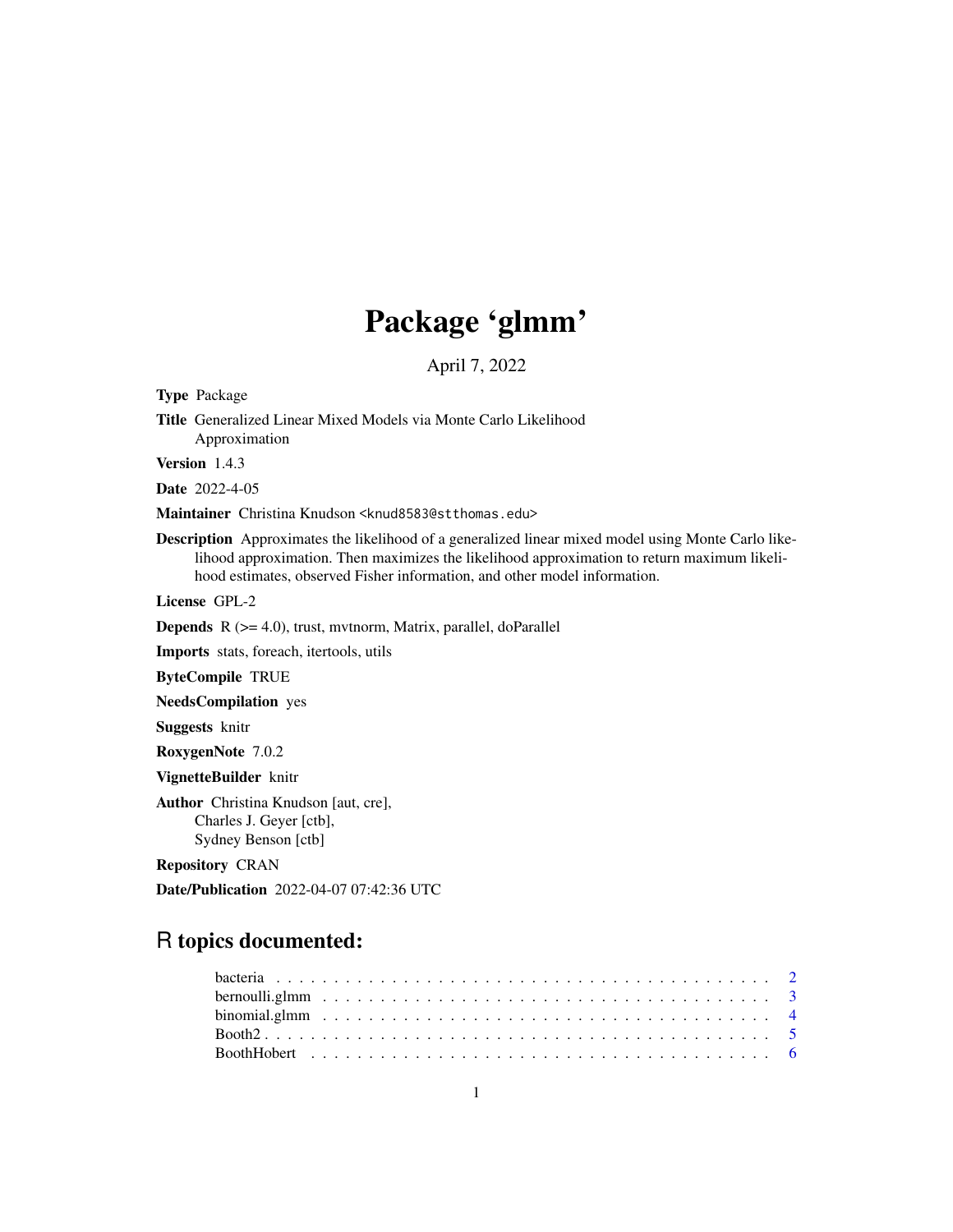# Package 'glmm'

April 7, 2022

**Type** Package

**Title** Generalized Linear Mixed Models via Monte Carlo Likelihood Approximation

**Version** 1.4.3

**Date** 2022-4-05

**Maintainer** Christina Knudson <knud8583@stthomas.edu>

**Description** Approximates the likelihood of a generalized linear mixed model using Monte Carlo likelihood approximation. Then maximizes the likelihood approximation to return maximum likelihood estimates, observed Fisher information, and other model information.

**License** GPL-2

**Depends** R (>= 4.0), trust, mvtnorm, Matrix, parallel, doParallel

**Imports** stats, foreach, itertools, utils

**ByteCompile** TRUE

**NeedsCompilation** yes

**Suggests** knitr

**RoxygenNote** 7.0.2

**VignetteBuilder** knitr

**Author** Christina Knudson [aut, cre],
Charles J. Geyer [ctb],
Sydney Benson [ctb]

**Repository** CRAN

**Date/Publication** 2022-04-07 07:42:36 UTC

## R topics documented:

- bacteria . . . . . . . . . . . . . . . . . . . . . . . . . . . . . . . . . . . . . . . . . . 2
- bernoulli.glmm . . . . . . . . . . . . . . . . . . . . . . . . . . . . . . . . . . . . . . 3
- binomial.glmm . . . . . . . . . . . . . . . . . . . . . . . . . . . . . . . . . . . . . . 4
- Booth2 . . . . . . . . . . . . . . . . . . . . . . . . . . . . . . . . . . . . . . . . . . 5
- BoothHobert . . . . . . . . . . . . . . . . . . . . . . . . . . . . . . . . . . . . . . . 6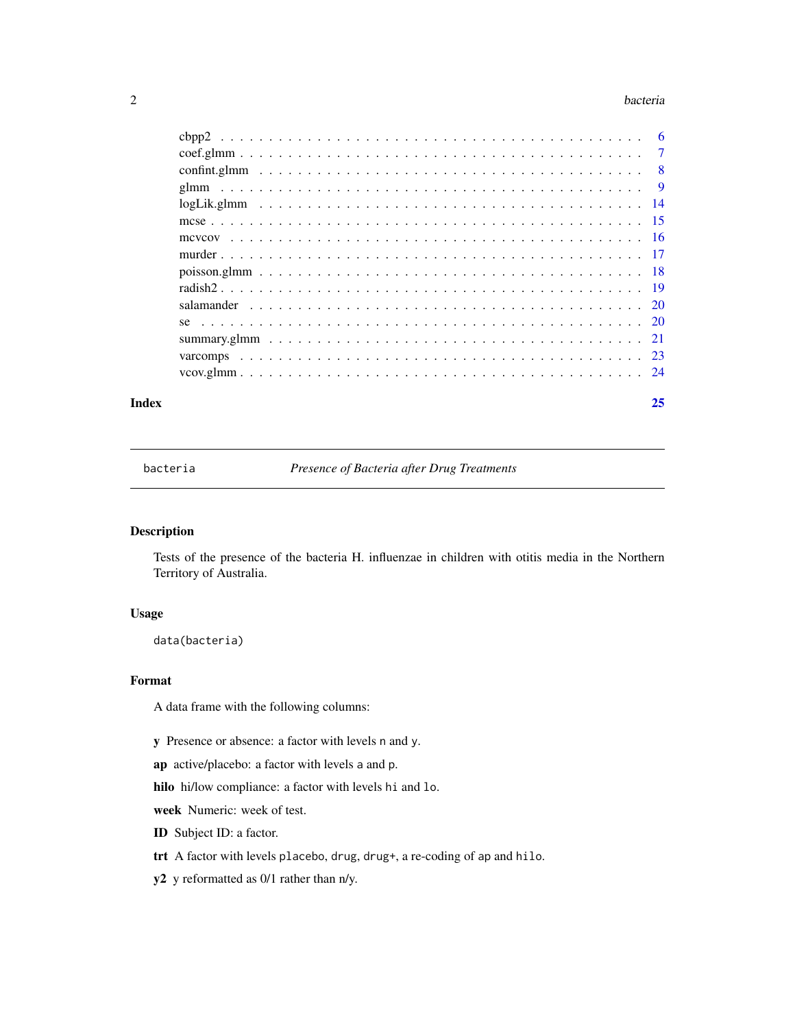cbpp2 . . . . . . . . . . . . . . . . . . . . . . . . . . . . . . . . . . . . . . . . . . 6
coef.glmm . . . . . . . . . . . . . . . . . . . . . . . . . . . . . . . . . . . . . . . 7
confint.glmm . . . . . . . . . . . . . . . . . . . . . . . . . . . . . . . . . . . . . . 8
glmm . . . . . . . . . . . . . . . . . . . . . . . . . . . . . . . . . . . . . . . . . . 9
logLik.glmm . . . . . . . . . . . . . . . . . . . . . . . . . . . . . . . . . . . . . . 14
mcse . . . . . . . . . . . . . . . . . . . . . . . . . . . . . . . . . . . . . . . . . . 15
mcvcov . . . . . . . . . . . . . . . . . . . . . . . . . . . . . . . . . . . . . . . . . 16
murder . . . . . . . . . . . . . . . . . . . . . . . . . . . . . . . . . . . . . . . . . 17
poisson.glmm . . . . . . . . . . . . . . . . . . . . . . . . . . . . . . . . . . . . . 18
radish2 . . . . . . . . . . . . . . . . . . . . . . . . . . . . . . . . . . . . . . . . . 19
salamander . . . . . . . . . . . . . . . . . . . . . . . . . . . . . . . . . . . . . . 20
se . . . . . . . . . . . . . . . . . . . . . . . . . . . . . . . . . . . . . . . . . . . . 20
summary.glmm . . . . . . . . . . . . . . . . . . . . . . . . . . . . . . . . . . . . . 21
varcomps . . . . . . . . . . . . . . . . . . . . . . . . . . . . . . . . . . . . . . . . 23
vcov.glmm . . . . . . . . . . . . . . . . . . . . . . . . . . . . . . . . . . . . . . . 24

**Index** **25**

---

## bacteria — *Presence of Bacteria after Drug Treatments*

### Description

Tests of the presence of the bacteria H. influenzae in children with otitis media in the Northern Territory of Australia.

### Usage

```
data(bacteria)
```

### Format

A data frame with the following columns:

**y** Presence or absence: a factor with levels `n` and `y`.

**ap** active/placebo: a factor with levels `a` and `p`.

**hilo** hi/low compliance: a factor with levels `hi` and `lo`.

**week** Numeric: week of test.

**ID** Subject ID: a factor.

**trt** A factor with levels `placebo`, `drug`, `drug+`, a re-coding of `ap` and `hilo`.

**y2** y reformatted as 0/1 rather than n/y.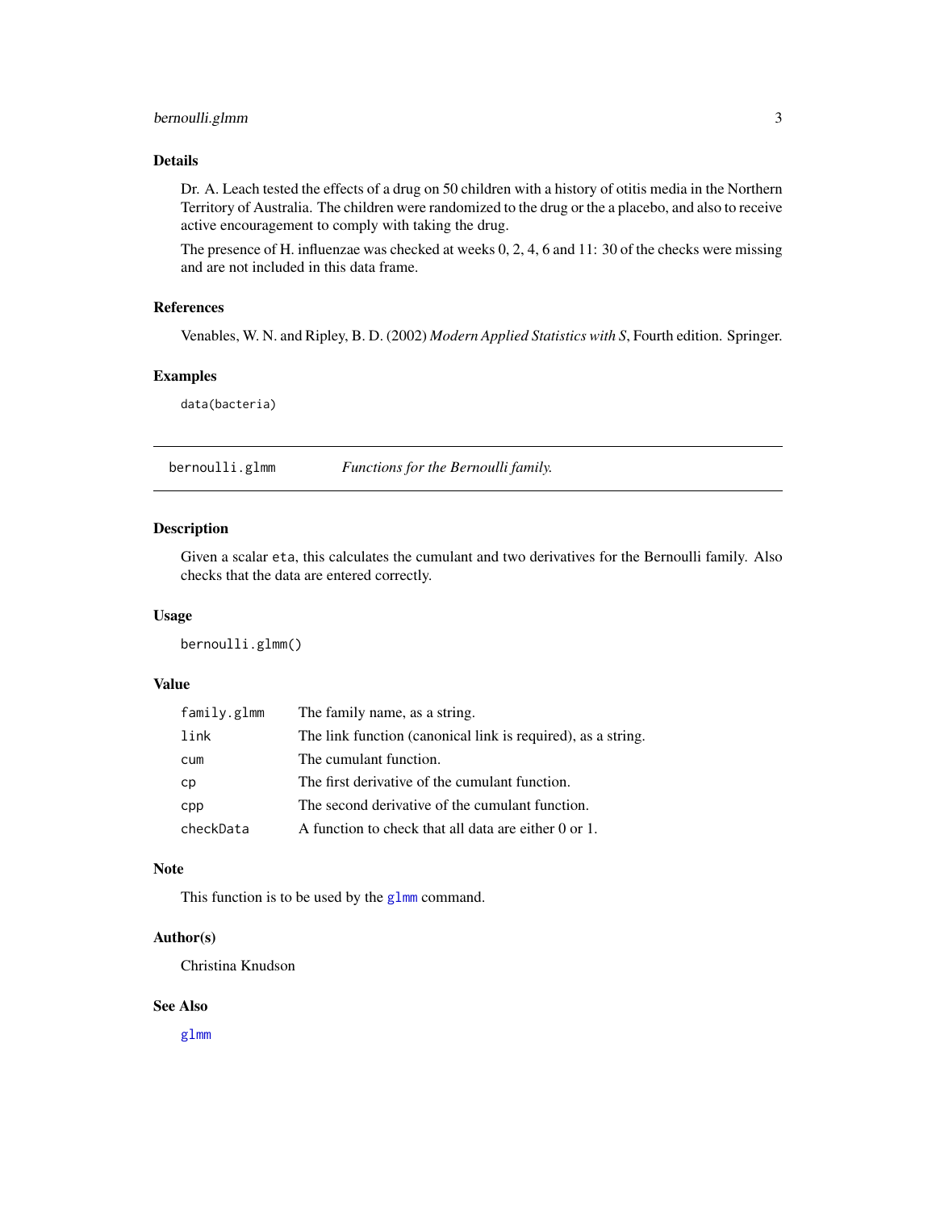### Details

Dr. A. Leach tested the effects of a drug on 50 children with a history of otitis media in the Northern Territory of Australia. The children were randomized to the drug or the a placebo, and also to receive active encouragement to comply with taking the drug.

The presence of H. influenzae was checked at weeks 0, 2, 4, 6 and 11: 30 of the checks were missing and are not included in this data frame.

### References

Venables, W. N. and Ripley, B. D. (2002) *Modern Applied Statistics with S*, Fourth edition. Springer.

### Examples

```
data(bacteria)
```

---

## bernoulli.glmm — *Functions for the Bernoulli family.*

---

### Description

Given a scalar `eta`, this calculates the cumulant and two derivatives for the Bernoulli family. Also checks that the data are entered correctly.

### Usage

```
bernoulli.glmm()
```

### Value

| | |
|---|---|
| `family.glmm` | The family name, as a string. |
| `link` | The link function (canonical link is required), as a string. |
| `cum` | The cumulant function. |
| `cp` | The first derivative of the cumulant function. |
| `cpp` | The second derivative of the cumulant function. |
| `checkData` | A function to check that all data are either 0 or 1. |

### Note

This function is to be used by the `glmm` command.

### Author(s)

Christina Knudson

### See Also

`glmm`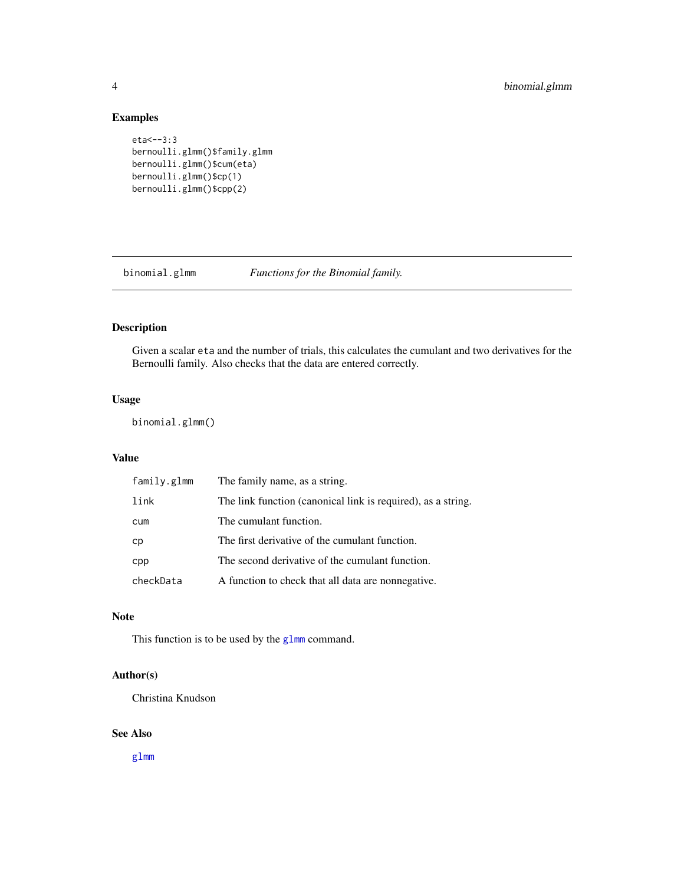## Examples

```
eta<--3:3
bernoulli.glmm()$family.glmm
bernoulli.glmm()$cum(eta)
bernoulli.glmm()$cp(1)
bernoulli.glmm()$cpp(2)
```

---

# binomial.glmm — *Functions for the Binomial family.*

---

## Description

Given a scalar `eta` and the number of trials, this calculates the cumulant and two derivatives for the Bernoulli family. Also checks that the data are entered correctly.

## Usage

```
binomial.glmm()
```

## Value

| | |
|---|---|
| `family.glmm` | The family name, as a string. |
| `link` | The link function (canonical link is required), as a string. |
| `cum` | The cumulant function. |
| `cp` | The first derivative of the cumulant function. |
| `cpp` | The second derivative of the cumulant function. |
| `checkData` | A function to check that all data are nonnegative. |

## Note

This function is to be used by the `glmm` command.

## Author(s)

Christina Knudson

## See Also

`glmm`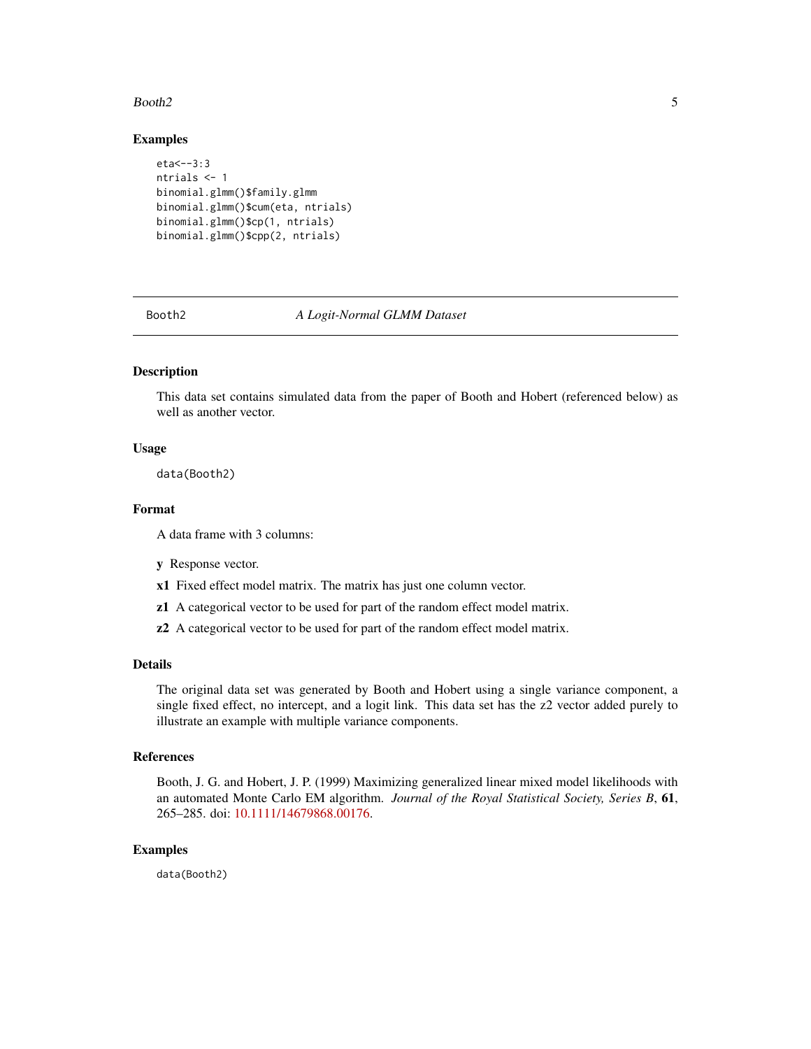## Examples

```
eta<--3:3
ntrials <- 1
binomial.glmm()$family.glmm
binomial.glmm()$cum(eta, ntrials)
binomial.glmm()$cp(1, ntrials)
binomial.glmm()$cpp(2, ntrials)
```

---

# Booth2 — *A Logit-Normal GLMM Dataset*

---

## Description

This data set contains simulated data from the paper of Booth and Hobert (referenced below) as well as another vector.

## Usage

```
data(Booth2)
```

## Format

A data frame with 3 columns:

**y** Response vector.

**x1** Fixed effect model matrix. The matrix has just one column vector.

**z1** A categorical vector to be used for part of the random effect model matrix.

**z2** A categorical vector to be used for part of the random effect model matrix.

## Details

The original data set was generated by Booth and Hobert using a single variance component, a single fixed effect, no intercept, and a logit link. This data set has the z2 vector added purely to illustrate an example with multiple variance components.

## References

Booth, J. G. and Hobert, J. P. (1999) Maximizing generalized linear mixed model likelihoods with an automated Monte Carlo EM algorithm. *Journal of the Royal Statistical Society, Series B*, **61**, 265–285. doi: 10.1111/14679868.00176.

## Examples

```
data(Booth2)
```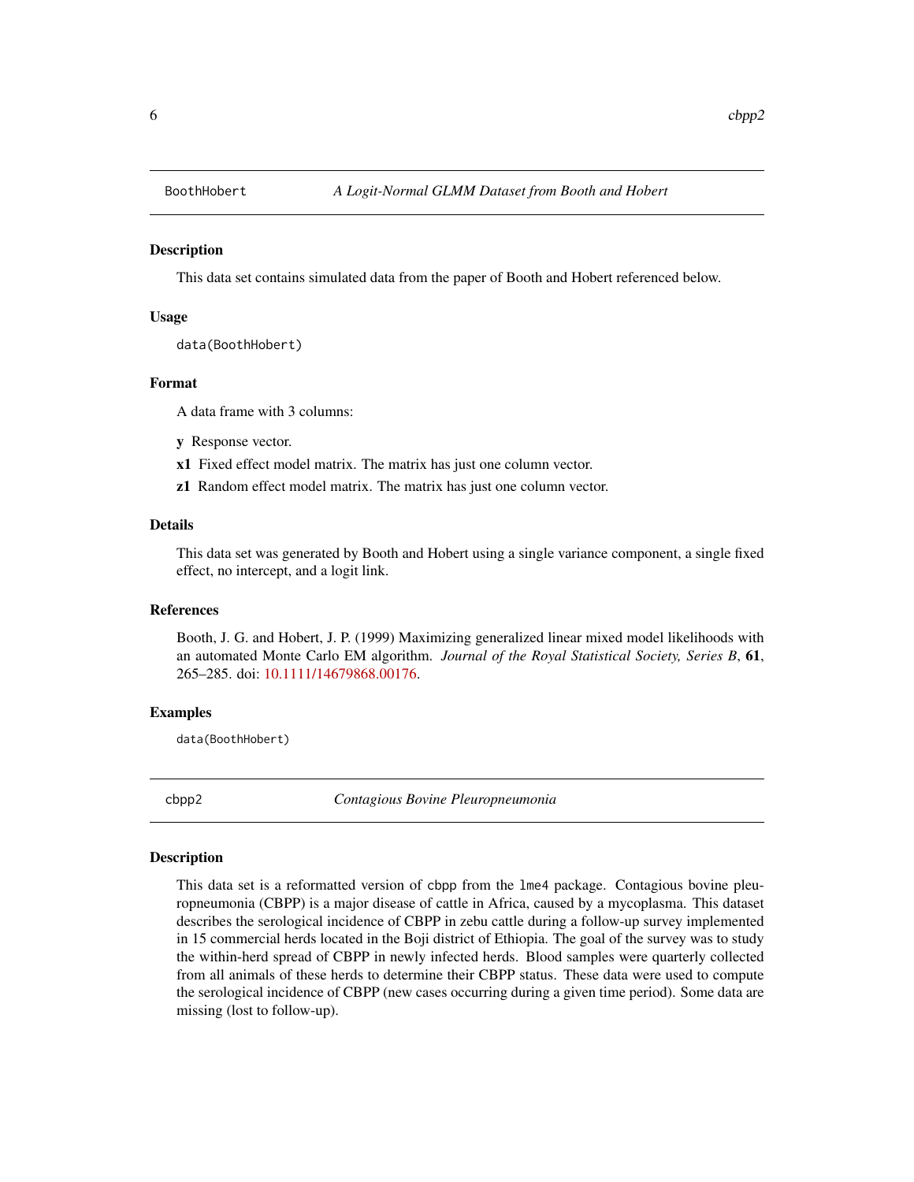## BoothHobert — *A Logit-Normal GLMM Dataset from Booth and Hobert*

### Description

This data set contains simulated data from the paper of Booth and Hobert referenced below.

### Usage

```
data(BoothHobert)
```

### Format

A data frame with 3 columns:

- **y** Response vector.
- **x1** Fixed effect model matrix. The matrix has just one column vector.
- **z1** Random effect model matrix. The matrix has just one column vector.

### Details

This data set was generated by Booth and Hobert using a single variance component, a single fixed effect, no intercept, and a logit link.

### References

Booth, J. G. and Hobert, J. P. (1999) Maximizing generalized linear mixed model likelihoods with an automated Monte Carlo EM algorithm. *Journal of the Royal Statistical Society, Series B*, **61**, 265–285. doi: 10.1111/14679868.00176.

### Examples

```
data(BoothHobert)
```

## cbpp2 — *Contagious Bovine Pleuropneumonia*

### Description

This data set is a reformatted version of cbpp from the lme4 package. Contagious bovine pleuropneumonia (CBPP) is a major disease of cattle in Africa, caused by a mycoplasma. This dataset describes the serological incidence of CBPP in zebu cattle during a follow-up survey implemented in 15 commercial herds located in the Boji district of Ethiopia. The goal of the survey was to study the within-herd spread of CBPP in newly infected herds. Blood samples were quarterly collected from all animals of these herds to determine their CBPP status. These data were used to compute the serological incidence of CBPP (new cases occurring during a given time period). Some data are missing (lost to follow-up).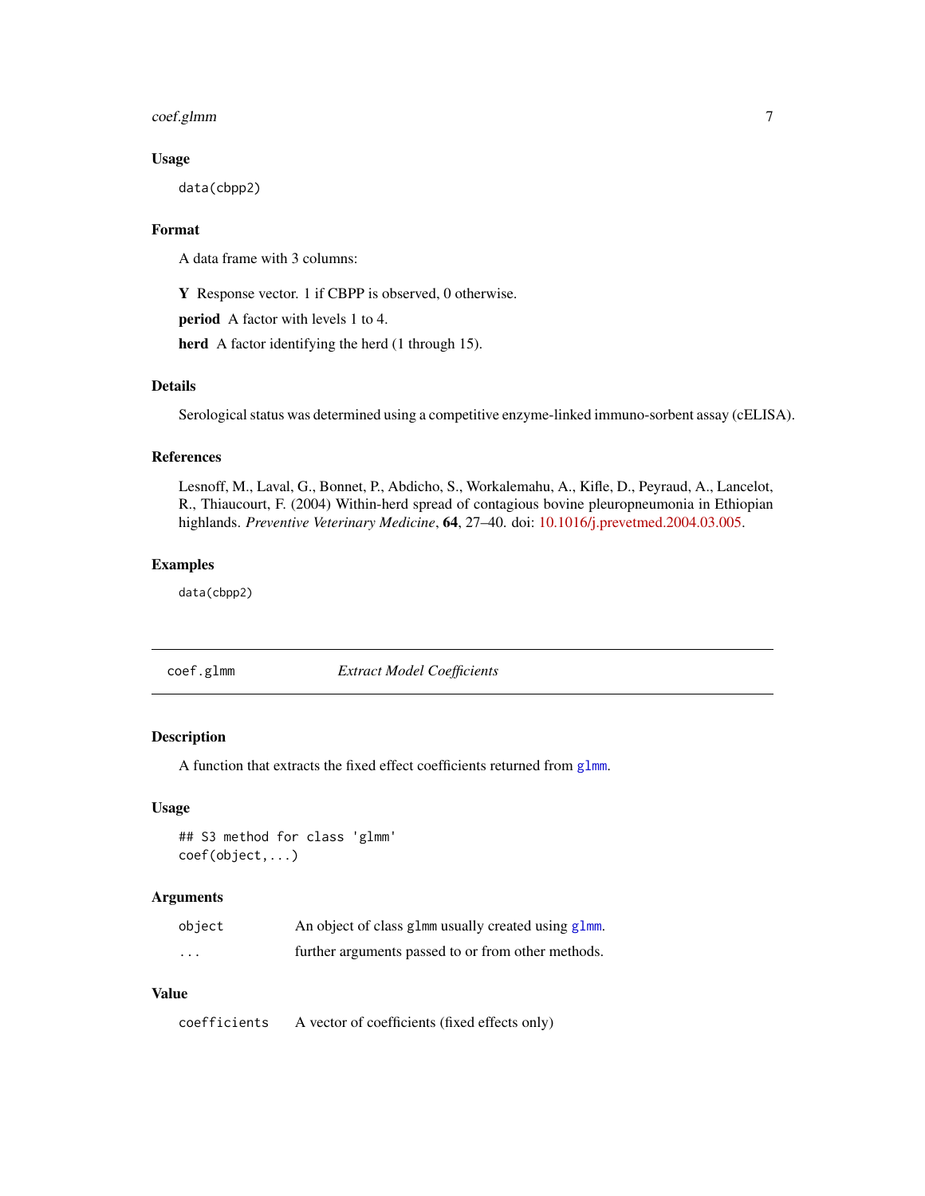### Usage

```
data(cbpp2)
```

### Format

A data frame with 3 columns:

**Y** Response vector. 1 if CBPP is observed, 0 otherwise.

**period** A factor with levels 1 to 4.

**herd** A factor identifying the herd (1 through 15).

### Details

Serological status was determined using a competitive enzyme-linked immuno-sorbent assay (cELISA).

### References

Lesnoff, M., Laval, G., Bonnet, P., Abdicho, S., Workalemahu, A., Kifle, D., Peyraud, A., Lancelot, R., Thiaucourt, F. (2004) Within-herd spread of contagious bovine pleuropneumonia in Ethiopian highlands. *Preventive Veterinary Medicine*, **64**, 27–40. doi: 10.1016/j.prevetmed.2004.03.005.

### Examples

```
data(cbpp2)
```

---

## coef.glmm — *Extract Model Coefficients*

---

### Description

A function that extracts the fixed effect coefficients returned from `glmm`.

### Usage

```
## S3 method for class 'glmm'
coef(object,...)
```

### Arguments

| | |
|---|---|
| `object` | An object of class `glmm` usually created using `glmm`. |
| `...` | further arguments passed to or from other methods. |

### Value

| | |
|---|---|
| `coefficients` | A vector of coefficients (fixed effects only) |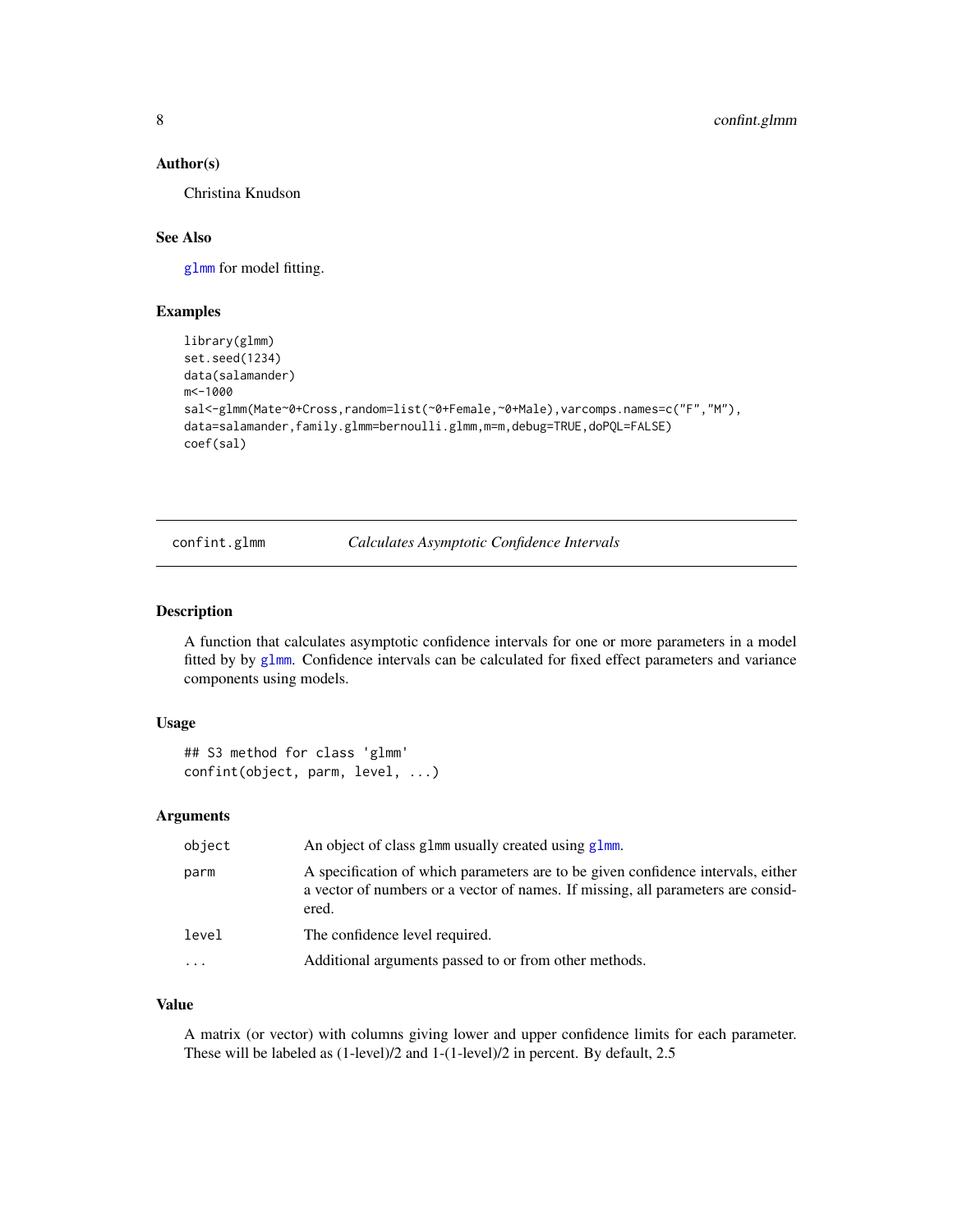### Author(s)

Christina Knudson

### See Also

glmm for model fitting.

### Examples

```
library(glmm)
set.seed(1234)
data(salamander)
m<-1000
sal<-glmm(Mate~0+Cross,random=list(~0+Female,~0+Male),varcomps.names=c("F","M"),
data=salamander,family.glmm=bernoulli.glmm,m=m,debug=TRUE,doPQL=FALSE)
coef(sal)
```

---

## confint.glmm *Calculates Asymptotic Confidence Intervals*

### Description

A function that calculates asymptotic confidence intervals for one or more parameters in a model fitted by by glmm. Confidence intervals can be calculated for fixed effect parameters and variance components using models.

### Usage

```
## S3 method for class 'glmm'
confint(object, parm, level, ...)
```

### Arguments

| | |
|---|---|
| object | An object of class glmm usually created using glmm. |
| parm | A specification of which parameters are to be given confidence intervals, either a vector of numbers or a vector of names. If missing, all parameters are considered. |
| level | The confidence level required. |
| ... | Additional arguments passed to or from other methods. |

### Value

A matrix (or vector) with columns giving lower and upper confidence limits for each parameter. These will be labeled as (1-level)/2 and 1-(1-level)/2 in percent. By default, 2.5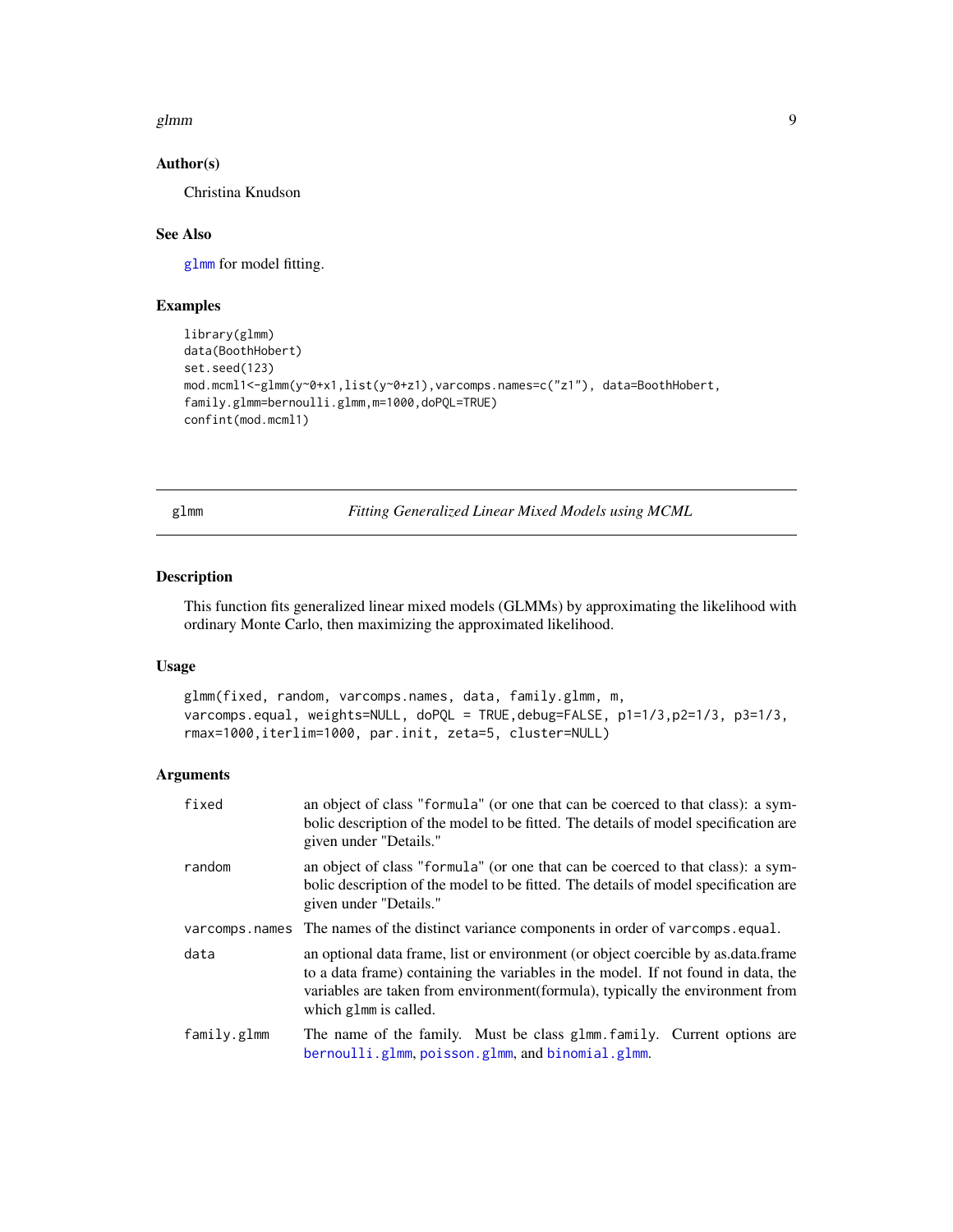### Author(s)

Christina Knudson

### See Also

glmm for model fitting.

### Examples

```
library(glmm)
data(BoothHobert)
set.seed(123)
mod.mcml1<-glmm(y~0+x1,list(y~0+z1),varcomps.names=c("z1"), data=BoothHobert,
family.glmm=bernoulli.glmm,m=1000,doPQL=TRUE)
confint(mod.mcml1)
```

---

## glmm — *Fitting Generalized Linear Mixed Models using MCML*

### Description

This function fits generalized linear mixed models (GLMMs) by approximating the likelihood with ordinary Monte Carlo, then maximizing the approximated likelihood.

### Usage

```
glmm(fixed, random, varcomps.names, data, family.glmm, m,
varcomps.equal, weights=NULL, doPQL = TRUE,debug=FALSE, p1=1/3,p2=1/3, p3=1/3,
rmax=1000,iterlim=1000, par.init, zeta=5, cluster=NULL)
```

### Arguments

| | |
|---|---|
| `fixed` | an object of class "formula" (or one that can be coerced to that class): a symbolic description of the model to be fitted. The details of model specification are given under "Details." |
| `random` | an object of class "formula" (or one that can be coerced to that class): a symbolic description of the model to be fitted. The details of model specification are given under "Details." |
| `varcomps.names` | The names of the distinct variance components in order of `varcomps.equal`. |
| `data` | an optional data frame, list or environment (or object coercible by as.data.frame to a data frame) containing the variables in the model. If not found in data, the variables are taken from environment(formula), typically the environment from which `glmm` is called. |
| `family.glmm` | The name of the family. Must be class `glmm.family`. Current options are `bernoulli.glmm`, `poisson.glmm`, and `binomial.glmm`. |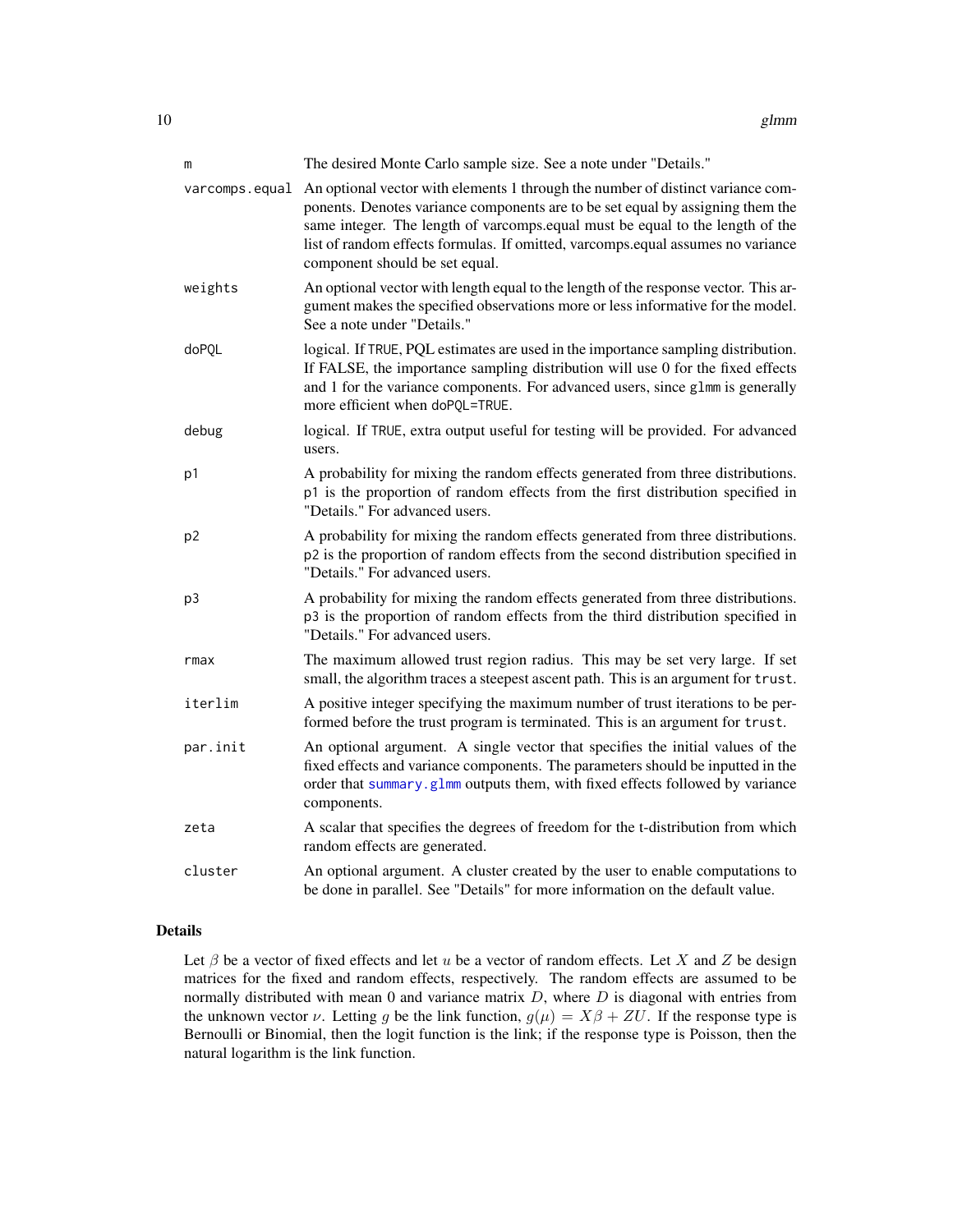| | |
|---|---|
| `m` | The desired Monte Carlo sample size. See a note under "Details." |
| `varcomps.equal` | An optional vector with elements 1 through the number of distinct variance components. Denotes variance components are to be set equal by assigning them the same integer. The length of varcomps.equal must be equal to the length of the list of random effects formulas. If omitted, varcomps.equal assumes no variance component should be set equal. |
| `weights` | An optional vector with length equal to the length of the response vector. This argument makes the specified observations more or less informative for the model. See a note under "Details." |
| `doPQL` | logical. If `TRUE`, PQL estimates are used in the importance sampling distribution. If FALSE, the importance sampling distribution will use 0 for the fixed effects and 1 for the variance components. For advanced users, since `glmm` is generally more efficient when `doPQL=TRUE`. |
| `debug` | logical. If `TRUE`, extra output useful for testing will be provided. For advanced users. |
| `p1` | A probability for mixing the random effects generated from three distributions. `p1` is the proportion of random effects from the first distribution specified in "Details." For advanced users. |
| `p2` | A probability for mixing the random effects generated from three distributions. `p2` is the proportion of random effects from the second distribution specified in "Details." For advanced users. |
| `p3` | A probability for mixing the random effects generated from three distributions. `p3` is the proportion of random effects from the third distribution specified in "Details." For advanced users. |
| `rmax` | The maximum allowed trust region radius. This may be set very large. If set small, the algorithm traces a steepest ascent path. This is an argument for `trust`. |
| `iterlim` | A positive integer specifying the maximum number of trust iterations to be performed before the trust program is terminated. This is an argument for `trust`. |
| `par.init` | An optional argument. A single vector that specifies the initial values of the fixed effects and variance components. The parameters should be inputted in the order that `summary.glmm` outputs them, with fixed effects followed by variance components. |
| `zeta` | A scalar that specifies the degrees of freedom for the t-distribution from which random effects are generated. |
| `cluster` | An optional argument. A cluster created by the user to enable computations to be done in parallel. See "Details" for more information on the default value. |

## Details

Let $\beta$ be a vector of fixed effects and let $u$ be a vector of random effects. Let $X$ and $Z$ be design matrices for the fixed and random effects, respectively. The random effects are assumed to be normally distributed with mean 0 and variance matrix $D$, where $D$ is diagonal with entries from the unknown vector $\nu$. Letting $g$ be the link function, $g(\mu) = X\beta + ZU$. If the response type is Bernoulli or Binomial, then the logit function is the link; if the response type is Poisson, then the natural logarithm is the link function.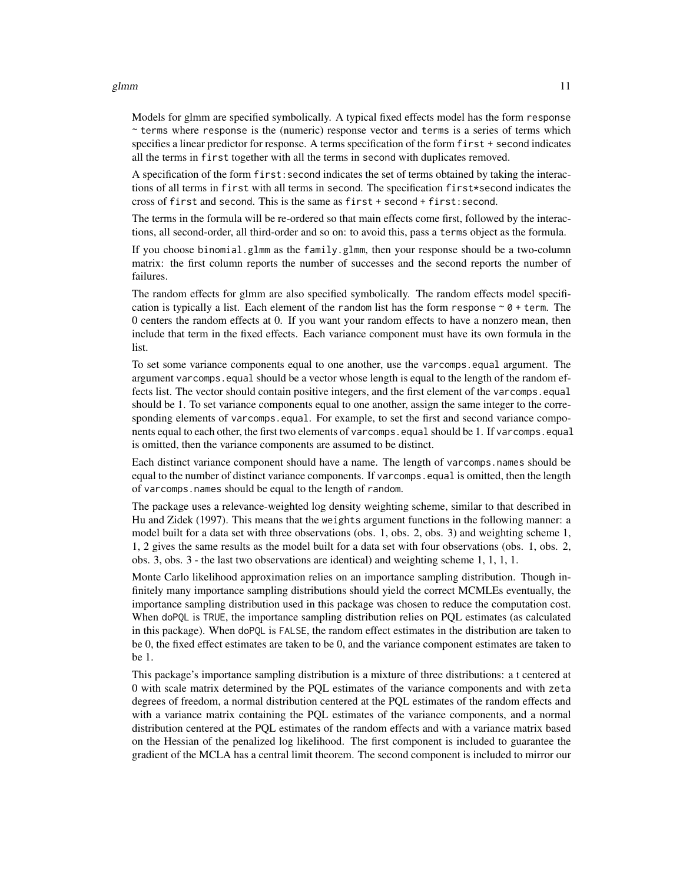Models for glmm are specified symbolically. A typical fixed effects model has the form `response ~ terms` where `response` is the (numeric) response vector and `terms` is a series of terms which specifies a linear predictor for response. A terms specification of the form `first + second` indicates all the terms in `first` together with all the terms in `second` with duplicates removed.

A specification of the form `first:second` indicates the set of terms obtained by taking the interactions of all terms in `first` with all terms in `second`. The specification `first*second` indicates the cross of `first` and `second`. This is the same as `first + second + first:second`.

The terms in the formula will be re-ordered so that main effects come first, followed by the interactions, all second-order, all third-order and so on: to avoid this, pass a `terms` object as the formula.

If you choose `binomial.glmm` as the `family.glmm`, then your response should be a two-column matrix: the first column reports the number of successes and the second reports the number of failures.

The random effects for glmm are also specified symbolically. The random effects model specification is typically a list. Each element of the `random` list has the form `response ~ 0 + term`. The 0 centers the random effects at 0. If you want your random effects to have a nonzero mean, then include that term in the fixed effects. Each variance component must have its own formula in the list.

To set some variance components equal to one another, use the `varcomps.equal` argument. The argument `varcomps.equal` should be a vector whose length is equal to the length of the random effects list. The vector should contain positive integers, and the first element of the `varcomps.equal` should be 1. To set variance components equal to one another, assign the same integer to the corresponding elements of `varcomps.equal`. For example, to set the first and second variance components equal to each other, the first two elements of `varcomps.equal` should be 1. If `varcomps.equal` is omitted, then the variance components are assumed to be distinct.

Each distinct variance component should have a name. The length of `varcomps.names` should be equal to the number of distinct variance components. If `varcomps.equal` is omitted, then the length of `varcomps.names` should be equal to the length of `random`.

The package uses a relevance-weighted log density weighting scheme, similar to that described in Hu and Zidek (1997). This means that the `weights` argument functions in the following manner: a model built for a data set with three observations (obs. 1, obs. 2, obs. 3) and weighting scheme 1, 1, 2 gives the same results as the model built for a data set with four observations (obs. 1, obs. 2, obs. 3, obs. 3 - the last two observations are identical) and weighting scheme 1, 1, 1, 1.

Monte Carlo likelihood approximation relies on an importance sampling distribution. Though infinitely many importance sampling distributions should yield the correct MCMLEs eventually, the importance sampling distribution used in this package was chosen to reduce the computation cost. When `doPQL` is `TRUE`, the importance sampling distribution relies on PQL estimates (as calculated in this package). When `doPQL` is `FALSE`, the random effect estimates in the distribution are taken to be 0, the fixed effect estimates are taken to be 0, and the variance component estimates are taken to be 1.

This package's importance sampling distribution is a mixture of three distributions: a t centered at 0 with scale matrix determined by the PQL estimates of the variance components and with `zeta` degrees of freedom, a normal distribution centered at the PQL estimates of the random effects and with a variance matrix containing the PQL estimates of the variance components, and a normal distribution centered at the PQL estimates of the random effects and with a variance matrix based on the Hessian of the penalized log likelihood. The first component is included to guarantee the gradient of the MCLA has a central limit theorem. The second component is included to mirror our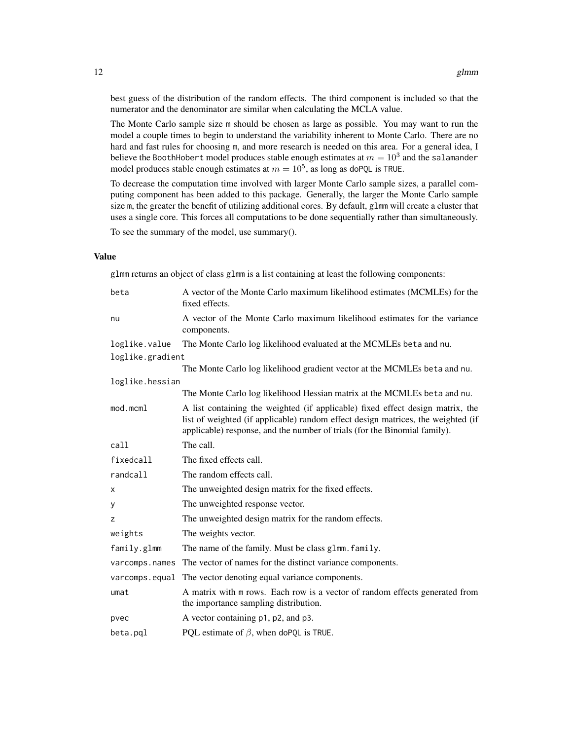best guess of the distribution of the random effects. The third component is included so that the numerator and the denominator are similar when calculating the MCLA value.

The Monte Carlo sample size m should be chosen as large as possible. You may want to run the model a couple times to begin to understand the variability inherent to Monte Carlo. There are no hard and fast rules for choosing m, and more research is needed on this area. For a general idea, I believe the `BoothHobert` model produces stable enough estimates at $m = 10^3$ and the `salamander` model produces stable enough estimates at $m = 10^5$, as long as `doPQL` is `TRUE`.

To decrease the computation time involved with larger Monte Carlo sample sizes, a parallel computing component has been added to this package. Generally, the larger the Monte Carlo sample size m, the greater the benefit of utilizing additional cores. By default, `glmm` will create a cluster that uses a single core. This forces all computations to be done sequentially rather than simultaneously.

To see the summary of the model, use summary().

## Value

`glmm` returns an object of class `glmm` is a list containing at least the following components:

| | |
|---|---|
| `beta` | A vector of the Monte Carlo maximum likelihood estimates (MCMLEs) for the fixed effects. |
| `nu` | A vector of the Monte Carlo maximum likelihood estimates for the variance components. |
| `loglike.value` | The Monte Carlo log likelihood evaluated at the MCMLEs `beta` and `nu`. |
| `loglike.gradient` | The Monte Carlo log likelihood gradient vector at the MCMLEs `beta` and `nu`. |
| `loglike.hessian` | The Monte Carlo log likelihood Hessian matrix at the MCMLEs `beta` and `nu`. |
| `mod.mcml` | A list containing the weighted (if applicable) fixed effect design matrix, the list of weighted (if applicable) random effect design matrices, the weighted (if applicable) response, and the number of trials (for the Binomial family). |
| `call` | The call. |
| `fixedcall` | The fixed effects call. |
| `randcall` | The random effects call. |
| `x` | The unweighted design matrix for the fixed effects. |
| `y` | The unweighted response vector. |
| `z` | The unweighted design matrix for the random effects. |
| `weights` | The weights vector. |
| `family.glmm` | The name of the family. Must be class `glmm.family`. |
| `varcomps.names` | The vector of names for the distinct variance components. |
| `varcomps.equal` | The vector denoting equal variance components. |
| `umat` | A matrix with m rows. Each row is a vector of random effects generated from the importance sampling distribution. |
| `pvec` | A vector containing `p1`, `p2`, and `p3`. |
| `beta.pql` | PQL estimate of $\beta$, when `doPQL` is `TRUE`. |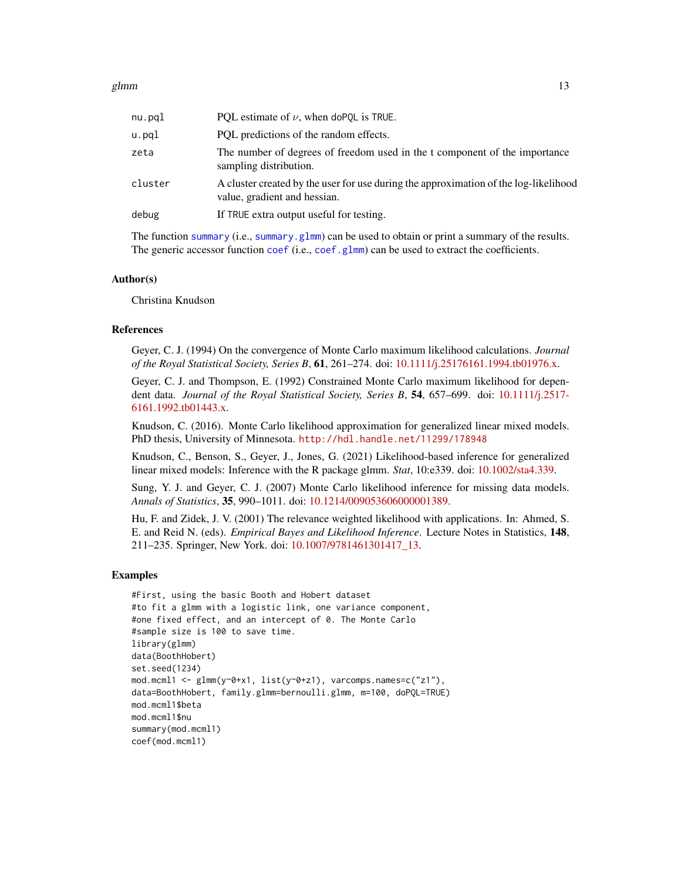| | |
|---|---|
| nu.pql | PQL estimate of $\nu$, when doPQL is TRUE. |
| u.pql | PQL predictions of the random effects. |
| zeta | The number of degrees of freedom used in the t component of the importance sampling distribution. |
| cluster | A cluster created by the user for use during the approximation of the log-likelihood value, gradient and hessian. |
| debug | If TRUE extra output useful for testing. |

The function summary (i.e., summary.glmm) can be used to obtain or print a summary of the results. The generic accessor function coef (i.e., coef.glmm) can be used to extract the coefficients.

## Author(s)

Christina Knudson

## References

Geyer, C. J. (1994) On the convergence of Monte Carlo maximum likelihood calculations. *Journal of the Royal Statistical Society, Series B*, **61**, 261–274. doi: 10.1111/j.25176161.1994.tb01976.x.

Geyer, C. J. and Thompson, E. (1992) Constrained Monte Carlo maximum likelihood for dependent data. *Journal of the Royal Statistical Society, Series B*, **54**, 657–699. doi: 10.1111/j.2517-6161.1992.tb01443.x.

Knudson, C. (2016). Monte Carlo likelihood approximation for generalized linear mixed models. PhD thesis, University of Minnesota. http://hdl.handle.net/11299/178948

Knudson, C., Benson, S., Geyer, J., Jones, G. (2021) Likelihood-based inference for generalized linear mixed models: Inference with the R package glmm. *Stat*, 10:e339. doi: 10.1002/sta4.339.

Sung, Y. J. and Geyer, C. J. (2007) Monte Carlo likelihood inference for missing data models. *Annals of Statistics*, **35**, 990–1011. doi: 10.1214/009053606000001389.

Hu, F. and Zidek, J. V. (2001) The relevance weighted likelihood with applications. In: Ahmed, S. E. and Reid N. (eds). *Empirical Bayes and Likelihood Inference*. Lecture Notes in Statistics, **148**, 211–235. Springer, New York. doi: 10.1007/9781461301417_13.

## Examples

```
#First, using the basic Booth and Hobert dataset
#to fit a glmm with a logistic link, one variance component,
#one fixed effect, and an intercept of 0. The Monte Carlo
#sample size is 100 to save time.
library(glmm)
data(BoothHobert)
set.seed(1234)
mod.mcml1 <- glmm(y~0+x1, list(y~0+z1), varcomps.names=c("z1"),
data=BoothHobert, family.glmm=bernoulli.glmm, m=100, doPQL=TRUE)
mod.mcml1$beta
mod.mcml1$nu
summary(mod.mcml1)
coef(mod.mcml1)
```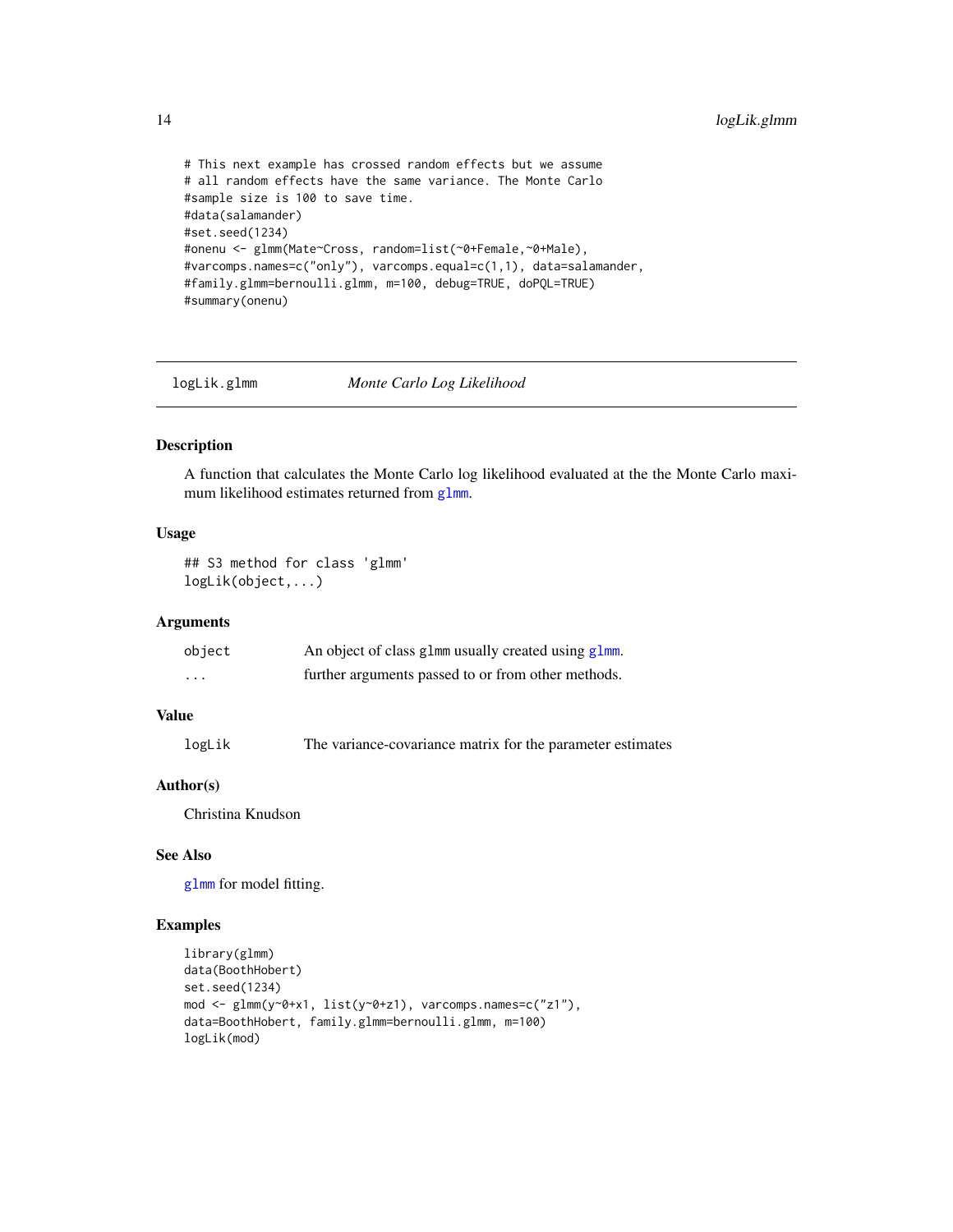```
# This next example has crossed random effects but we assume
# all random effects have the same variance. The Monte Carlo
#sample size is 100 to save time.
#data(salamander)
#set.seed(1234)
#onenu <- glmm(Mate~Cross, random=list(~0+Female,~0+Male),
#varcomps.names=c("only"), varcomps.equal=c(1,1), data=salamander,
#family.glmm=bernoulli.glmm, m=100, debug=TRUE, doPQL=TRUE)
#summary(onenu)
```

---

`logLik.glmm` *Monte Carlo Log Likelihood*

---

## Description

A function that calculates the Monte Carlo log likelihood evaluated at the the Monte Carlo maximum likelihood estimates returned from `glmm`.

## Usage

```
## S3 method for class 'glmm'
logLik(object,...)
```

## Arguments

| | |
|---|---|
| `object` | An object of class `glmm` usually created using `glmm`. |
| `...` | further arguments passed to or from other methods. |

## Value

| | |
|---|---|
| `logLik` | The variance-covariance matrix for the parameter estimates |

## Author(s)

Christina Knudson

## See Also

`glmm` for model fitting.

## Examples

```
library(glmm)
data(BoothHobert)
set.seed(1234)
mod <- glmm(y~0+x1, list(y~0+z1), varcomps.names=c("z1"),
data=BoothHobert, family.glmm=bernoulli.glmm, m=100)
logLik(mod)
```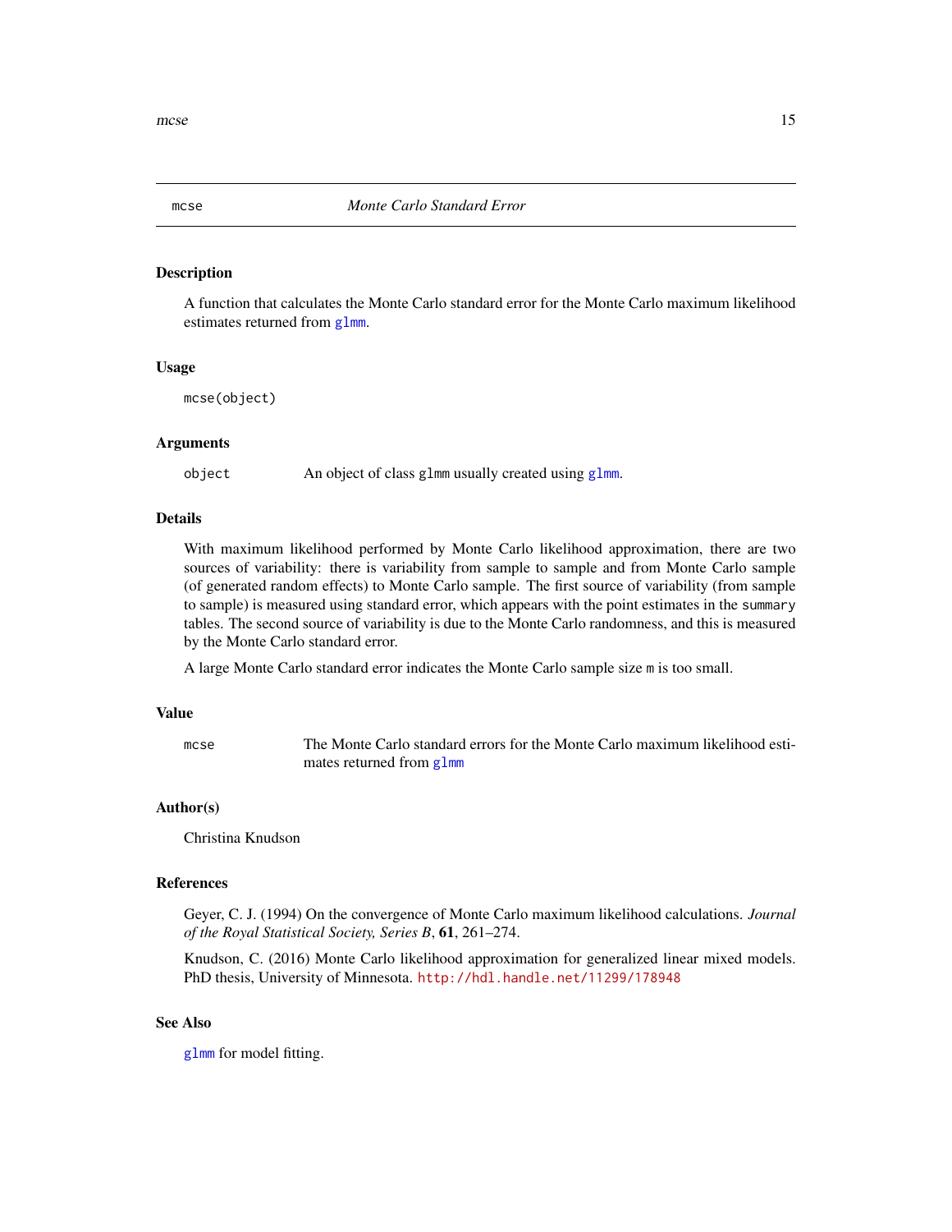# mcse — *Monte Carlo Standard Error*

## Description

A function that calculates the Monte Carlo standard error for the Monte Carlo maximum likelihood estimates returned from `glmm`.

## Usage

```
mcse(object)
```

## Arguments

| | |
|---|---|
| `object` | An object of class `glmm` usually created using `glmm`. |

## Details

With maximum likelihood performed by Monte Carlo likelihood approximation, there are two sources of variability: there is variability from sample to sample and from Monte Carlo sample (of generated random effects) to Monte Carlo sample. The first source of variability (from sample to sample) is measured using standard error, which appears with the point estimates in the `summary` tables. The second source of variability is due to the Monte Carlo randomness, and this is measured by the Monte Carlo standard error.

A large Monte Carlo standard error indicates the Monte Carlo sample size `m` is too small.

## Value

| | |
|---|---|
| `mcse` | The Monte Carlo standard errors for the Monte Carlo maximum likelihood estimates returned from `glmm` |

## Author(s)

Christina Knudson

## References

Geyer, C. J. (1994) On the convergence of Monte Carlo maximum likelihood calculations. *Journal of the Royal Statistical Society, Series B*, **61**, 261–274.

Knudson, C. (2016) Monte Carlo likelihood approximation for generalized linear mixed models. PhD thesis, University of Minnesota. http://hdl.handle.net/11299/178948

## See Also

`glmm` for model fitting.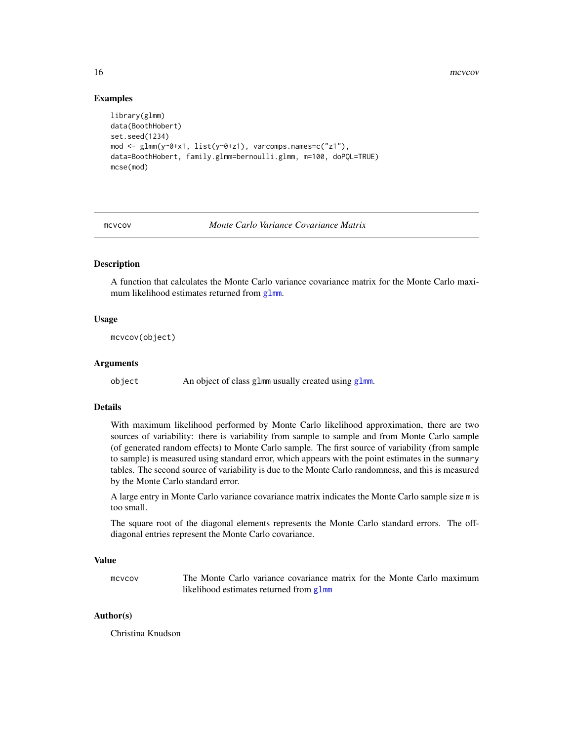### Examples

```
library(glmm)
data(BoothHobert)
set.seed(1234)
mod <- glmm(y~0+x1, list(y~0+z1), varcomps.names=c("z1"),
data=BoothHobert, family.glmm=bernoulli.glmm, m=100, doPQL=TRUE)
mcse(mod)
```

---

## mcvcov — *Monte Carlo Variance Covariance Matrix*

### Description

A function that calculates the Monte Carlo variance covariance matrix for the Monte Carlo maximum likelihood estimates returned from glmm.

### Usage

```
mcvcov(object)
```

### Arguments

| | |
|---|---|
| object | An object of class glmm usually created using glmm. |

### Details

With maximum likelihood performed by Monte Carlo likelihood approximation, there are two sources of variability: there is variability from sample to sample and from Monte Carlo sample (of generated random effects) to Monte Carlo sample. The first source of variability (from sample to sample) is measured using standard error, which appears with the point estimates in the summary tables. The second source of variability is due to the Monte Carlo randomness, and this is measured by the Monte Carlo standard error.

A large entry in Monte Carlo variance covariance matrix indicates the Monte Carlo sample size m is too small.

The square root of the diagonal elements represents the Monte Carlo standard errors. The off-diagonal entries represent the Monte Carlo covariance.

### Value

| | |
|---|---|
| mcvcov | The Monte Carlo variance covariance matrix for the Monte Carlo maximum likelihood estimates returned from glmm |

### Author(s)

Christina Knudson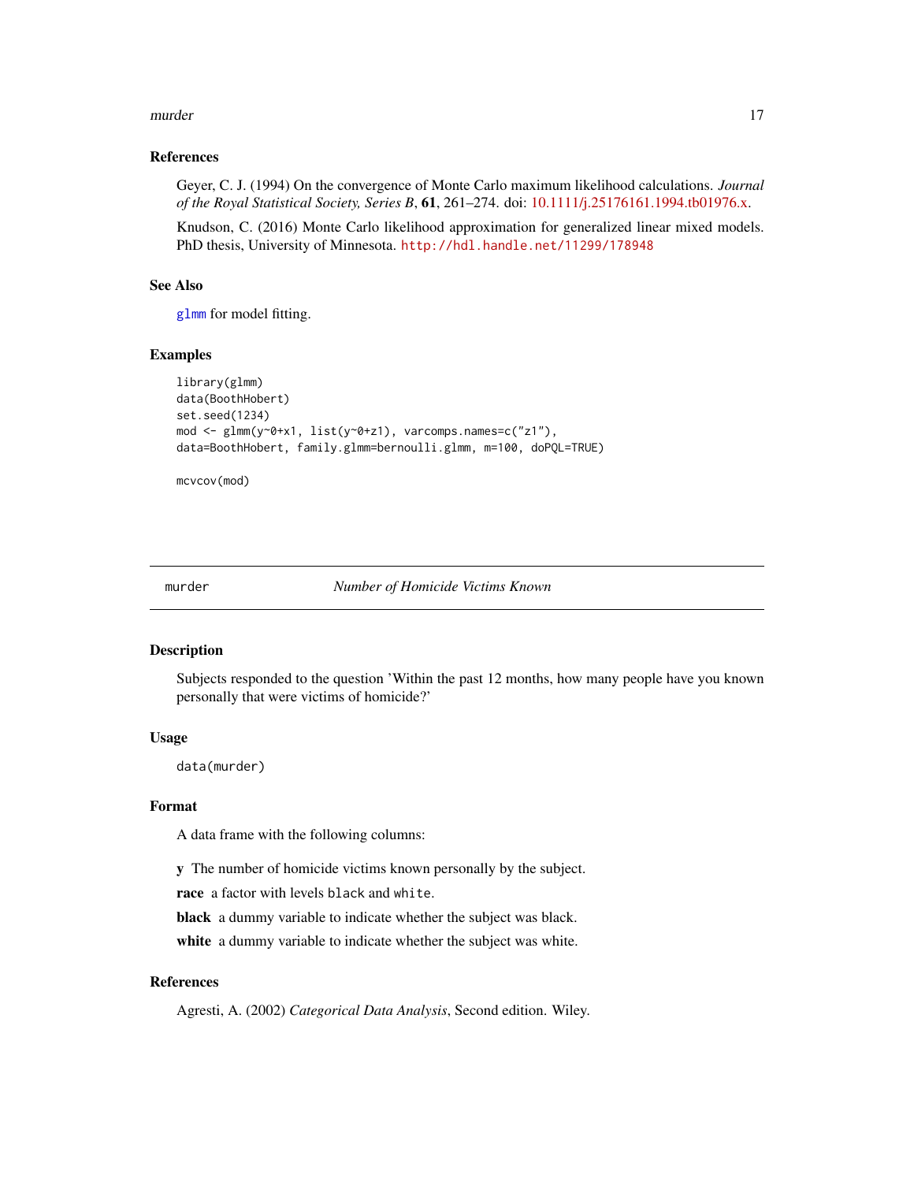### References

Geyer, C. J. (1994) On the convergence of Monte Carlo maximum likelihood calculations. *Journal of the Royal Statistical Society, Series B*, **61**, 261–274. doi: 10.1111/j.25176161.1994.tb01976.x.

Knudson, C. (2016) Monte Carlo likelihood approximation for generalized linear mixed models. PhD thesis, University of Minnesota. http://hdl.handle.net/11299/178948

### See Also

glmm for model fitting.

### Examples

```
library(glmm)
data(BoothHobert)
set.seed(1234)
mod <- glmm(y~0+x1, list(y~0+z1), varcomps.names=c("z1"),
data=BoothHobert, family.glmm=bernoulli.glmm, m=100, doPQL=TRUE)

mcvcov(mod)
```

---

## murder — *Number of Homicide Victims Known*

### Description

Subjects responded to the question 'Within the past 12 months, how many people have you known personally that were victims of homicide?'

### Usage

```
data(murder)
```

### Format

A data frame with the following columns:

**y** The number of homicide victims known personally by the subject.

**race** a factor with levels `black` and `white`.

**black** a dummy variable to indicate whether the subject was black.

**white** a dummy variable to indicate whether the subject was white.

### References

Agresti, A. (2002) *Categorical Data Analysis*, Second edition. Wiley.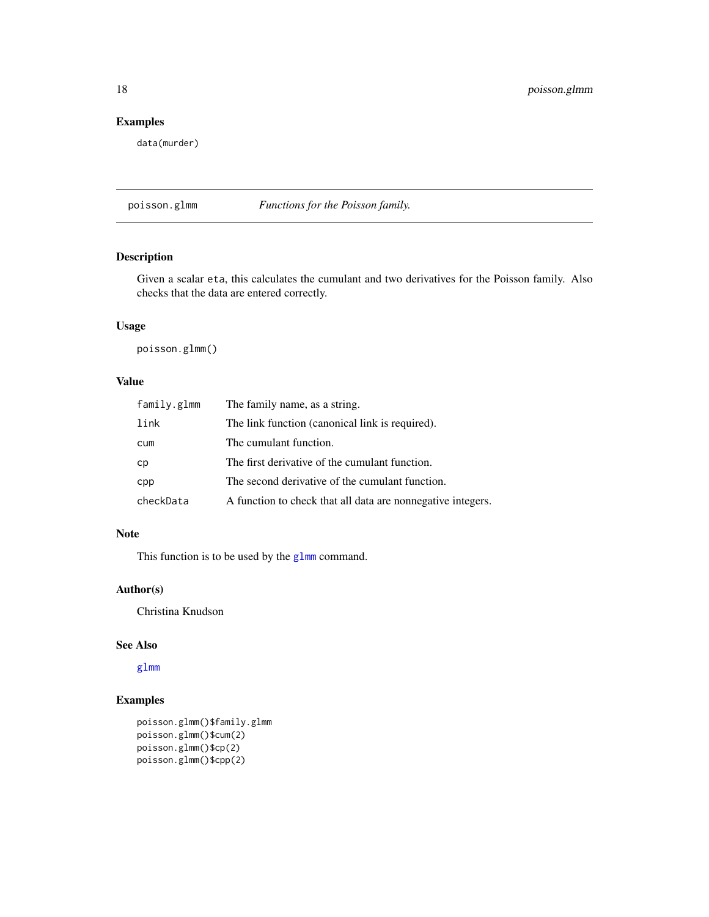## Examples

```
data(murder)
```

---

# poisson.glmm — *Functions for the Poisson family.*

## Description

Given a scalar `eta`, this calculates the cumulant and two derivatives for the Poisson family. Also checks that the data are entered correctly.

## Usage

```
poisson.glmm()
```

## Value

| | |
|---|---|
| `family.glmm` | The family name, as a string. |
| `link` | The link function (canonical link is required). |
| `cum` | The cumulant function. |
| `cp` | The first derivative of the cumulant function. |
| `cpp` | The second derivative of the cumulant function. |
| `checkData` | A function to check that all data are nonnegative integers. |

## Note

This function is to be used by the `glmm` command.

## Author(s)

Christina Knudson

## See Also

`glmm`

## Examples

```
poisson.glmm()$family.glmm
poisson.glmm()$cum(2)
poisson.glmm()$cp(2)
poisson.glmm()$cpp(2)
```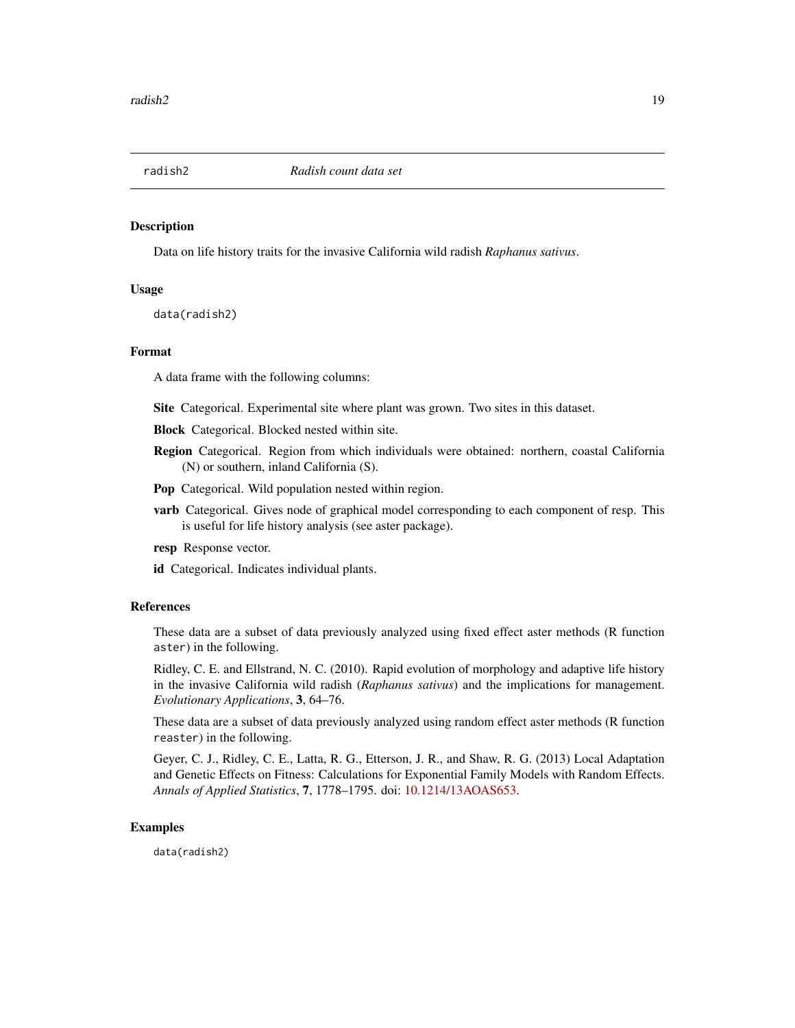## radish2 — *Radish count data set*

### Description

Data on life history traits for the invasive California wild radish *Raphanus sativus*.

### Usage

```
data(radish2)
```

### Format

A data frame with the following columns:

**Site** Categorical. Experimental site where plant was grown. Two sites in this dataset.

**Block** Categorical. Blocked nested within site.

**Region** Categorical. Region from which individuals were obtained: northern, coastal California (N) or southern, inland California (S).

**Pop** Categorical. Wild population nested within region.

**varb** Categorical. Gives node of graphical model corresponding to each component of resp. This is useful for life history analysis (see aster package).

**resp** Response vector.

**id** Categorical. Indicates individual plants.

### References

These data are a subset of data previously analyzed using fixed effect aster methods (R function `aster`) in the following.

Ridley, C. E. and Ellstrand, N. C. (2010). Rapid evolution of morphology and adaptive life history in the invasive California wild radish (*Raphanus sativus*) and the implications for management. *Evolutionary Applications*, **3**, 64–76.

These data are a subset of data previously analyzed using random effect aster methods (R function `reaster`) in the following.

Geyer, C. J., Ridley, C. E., Latta, R. G., Etterson, J. R., and Shaw, R. G. (2013) Local Adaptation and Genetic Effects on Fitness: Calculations for Exponential Family Models with Random Effects. *Annals of Applied Statistics*, **7**, 1778–1795. doi: 10.1214/13AOAS653.

### Examples

```
data(radish2)
```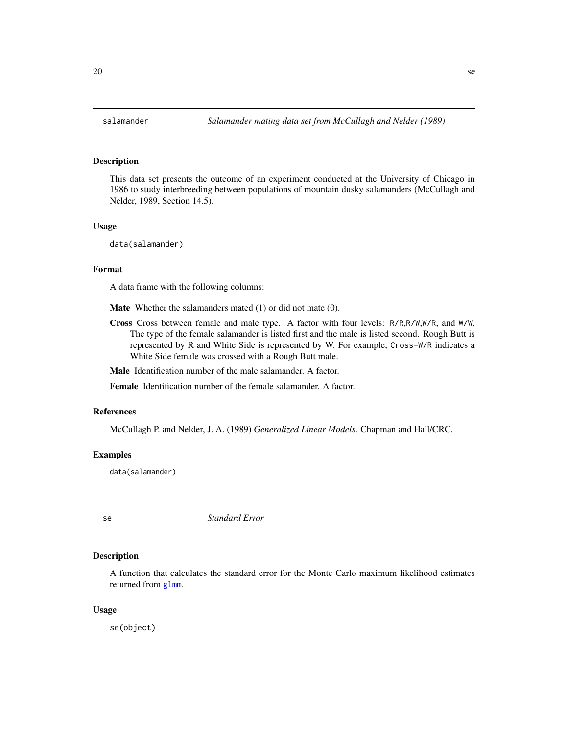## salamander — *Salamander mating data set from McCullagh and Nelder (1989)*

### Description

This data set presents the outcome of an experiment conducted at the University of Chicago in 1986 to study interbreeding between populations of mountain dusky salamanders (McCullagh and Nelder, 1989, Section 14.5).

### Usage

```
data(salamander)
```

### Format

A data frame with the following columns:

**Mate** Whether the salamanders mated (1) or did not mate (0).

**Cross** Cross between female and male type. A factor with four levels: `R/R`,`R/W`,`W/R`, and `W/W`. The type of the female salamander is listed first and the male is listed second. Rough Butt is represented by R and White Side is represented by W. For example, `Cross=W/R` indicates a White Side female was crossed with a Rough Butt male.

**Male** Identification number of the male salamander. A factor.

**Female** Identification number of the female salamander. A factor.

### References

McCullagh P. and Nelder, J. A. (1989) *Generalized Linear Models*. Chapman and Hall/CRC.

### Examples

```
data(salamander)
```

## se — *Standard Error*

### Description

A function that calculates the standard error for the Monte Carlo maximum likelihood estimates returned from `glmm`.

### Usage

```
se(object)
```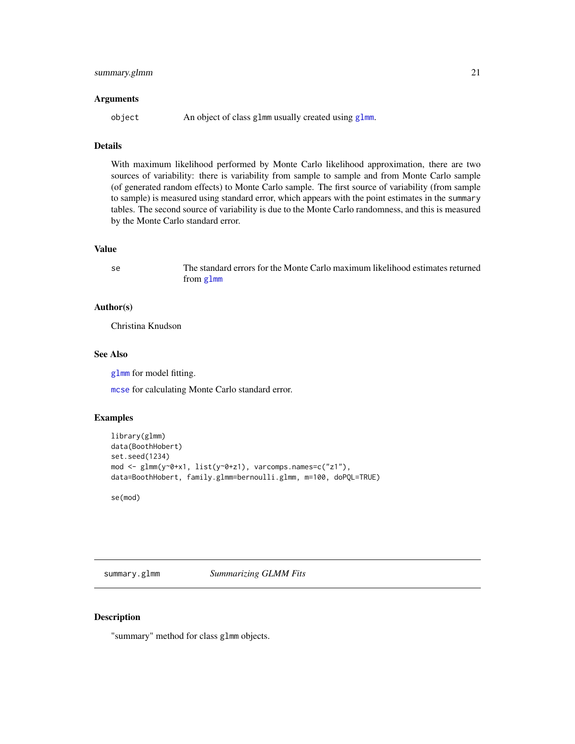## Arguments

`object` An object of class `glmm` usually created using `glmm`.

## Details

With maximum likelihood performed by Monte Carlo likelihood approximation, there are two sources of variability: there is variability from sample to sample and from Monte Carlo sample (of generated random effects) to Monte Carlo sample. The first source of variability (from sample to sample) is measured using standard error, which appears with the point estimates in the `summary` tables. The second source of variability is due to the Monte Carlo randomness, and this is measured by the Monte Carlo standard error.

## Value

`se` The standard errors for the Monte Carlo maximum likelihood estimates returned from `glmm`

## Author(s)

Christina Knudson

## See Also

`glmm` for model fitting.

`mcse` for calculating Monte Carlo standard error.

## Examples

```
library(glmm)
data(BoothHobert)
set.seed(1234)
mod <- glmm(y~0+x1, list(y~0+z1), varcomps.names=c("z1"),
data=BoothHobert, family.glmm=bernoulli.glmm, m=100, doPQL=TRUE)

se(mod)
```

---

# summary.glmm *Summarizing GLMM Fits*

## Description

"summary" method for class `glmm` objects.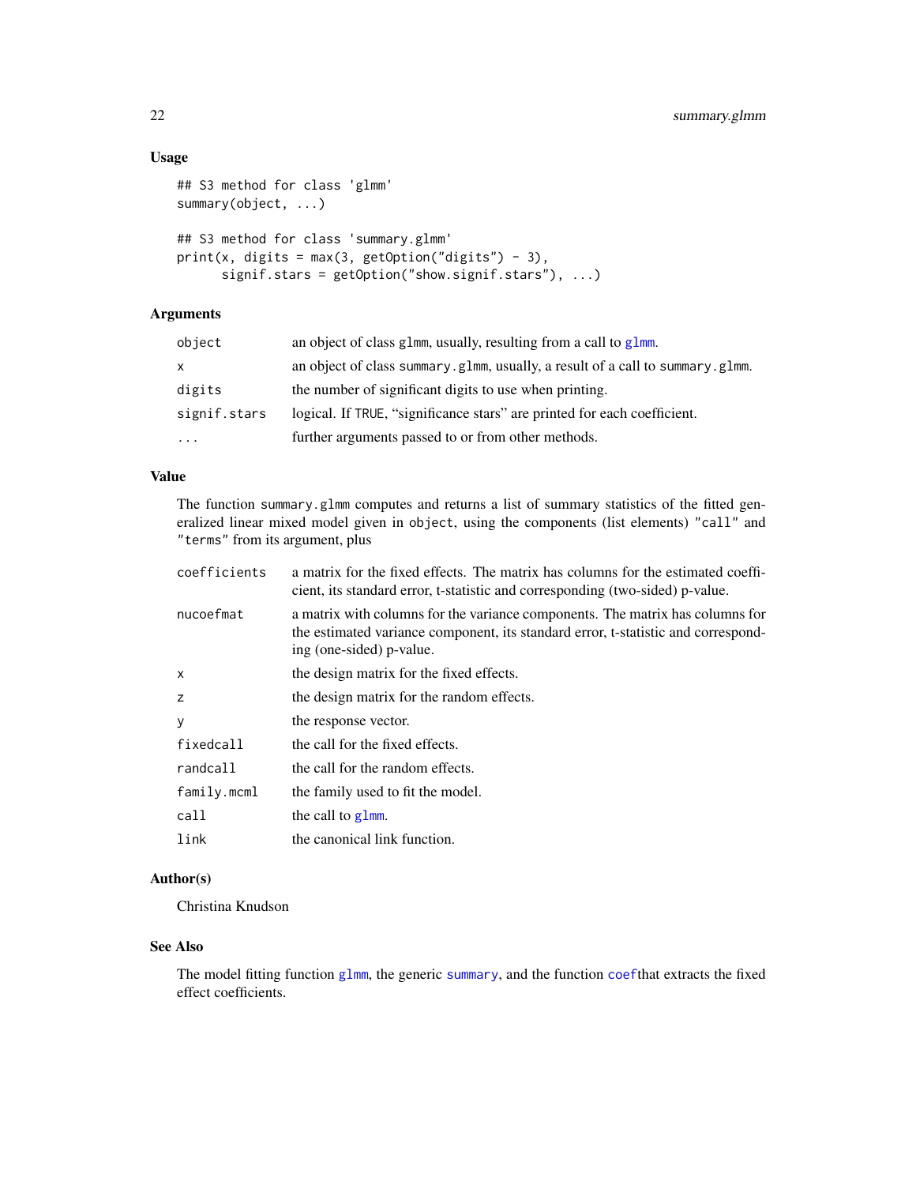## Usage

```
## S3 method for class 'glmm'
summary(object, ...)

## S3 method for class 'summary.glmm'
print(x, digits = max(3, getOption("digits") - 3),
      signif.stars = getOption("show.signif.stars"), ...)
```

## Arguments

| | |
|---|---|
| object | an object of class glmm, usually, resulting from a call to glmm. |
| x | an object of class summary.glmm, usually, a result of a call to summary.glmm. |
| digits | the number of significant digits to use when printing. |
| signif.stars | logical. If TRUE, "significance stars" are printed for each coefficient. |
| ... | further arguments passed to or from other methods. |

## Value

The function summary.glmm computes and returns a list of summary statistics of the fitted generalized linear mixed model given in object, using the components (list elements) "call" and "terms" from its argument, plus

| | |
|---|---|
| coefficients | a matrix for the fixed effects. The matrix has columns for the estimated coefficient, its standard error, t-statistic and corresponding (two-sided) p-value. |
| nucoefmat | a matrix with columns for the variance components. The matrix has columns for the estimated variance component, its standard error, t-statistic and corresponding (one-sided) p-value. |
| x | the design matrix for the fixed effects. |
| z | the design matrix for the random effects. |
| y | the response vector. |
| fixedcall | the call for the fixed effects. |
| randcall | the call for the random effects. |
| family.mcml | the family used to fit the model. |
| call | the call to glmm. |
| link | the canonical link function. |

## Author(s)

Christina Knudson

## See Also

The model fitting function glmm, the generic summary, and the function coefthat extracts the fixed effect coefficients.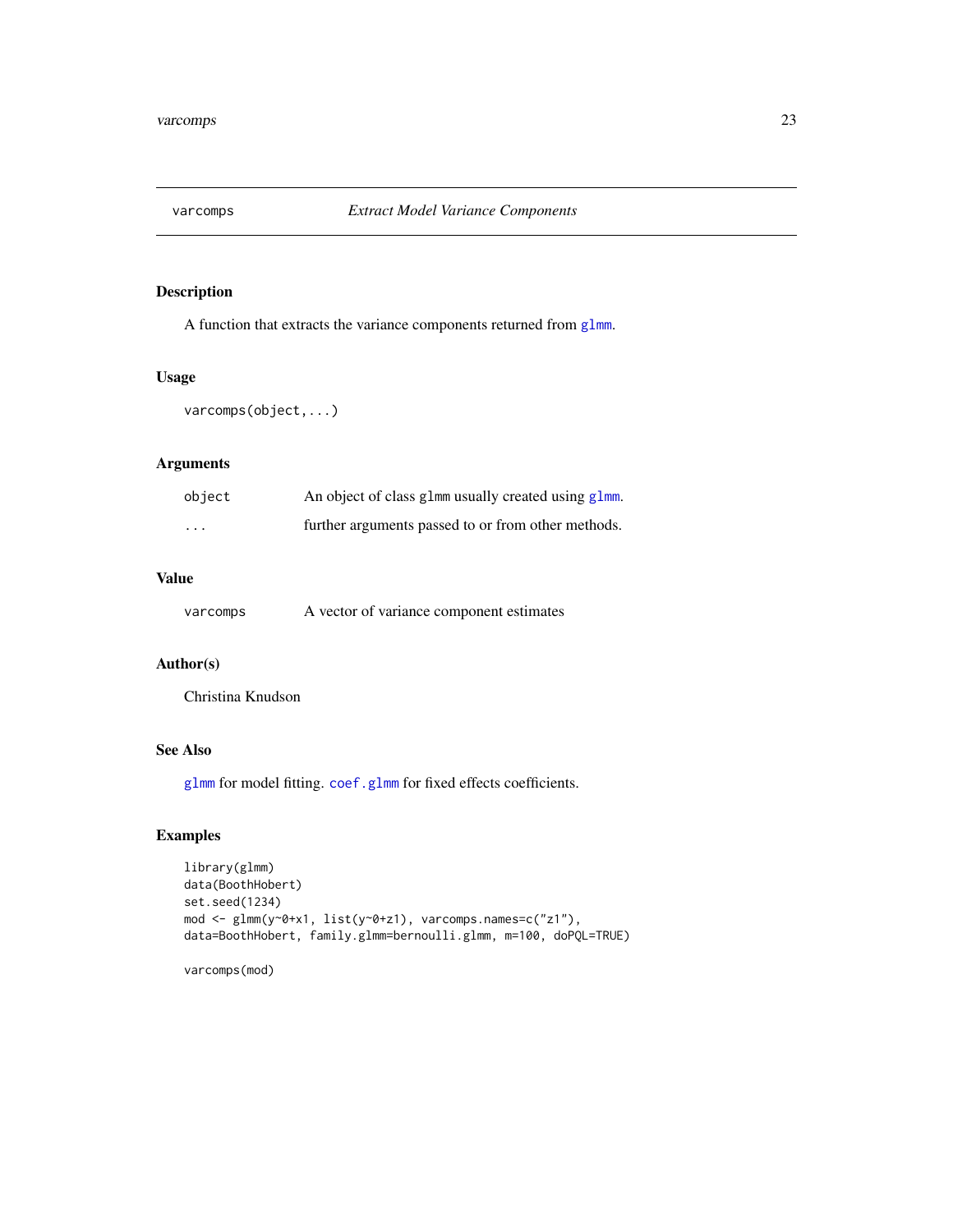# varcomps — *Extract Model Variance Components*

## Description

A function that extracts the variance components returned from glmm.

## Usage

```
varcomps(object,...)
```

## Arguments

| | |
|---|---|
| object | An object of class glmm usually created using glmm. |
| ... | further arguments passed to or from other methods. |

## Value

| | |
|---|---|
| varcomps | A vector of variance component estimates |

## Author(s)

Christina Knudson

## See Also

glmm for model fitting. coef.glmm for fixed effects coefficients.

## Examples

```
library(glmm)
data(BoothHobert)
set.seed(1234)
mod <- glmm(y~0+x1, list(y~0+z1), varcomps.names=c("z1"),
data=BoothHobert, family.glmm=bernoulli.glmm, m=100, doPQL=TRUE)

varcomps(mod)
```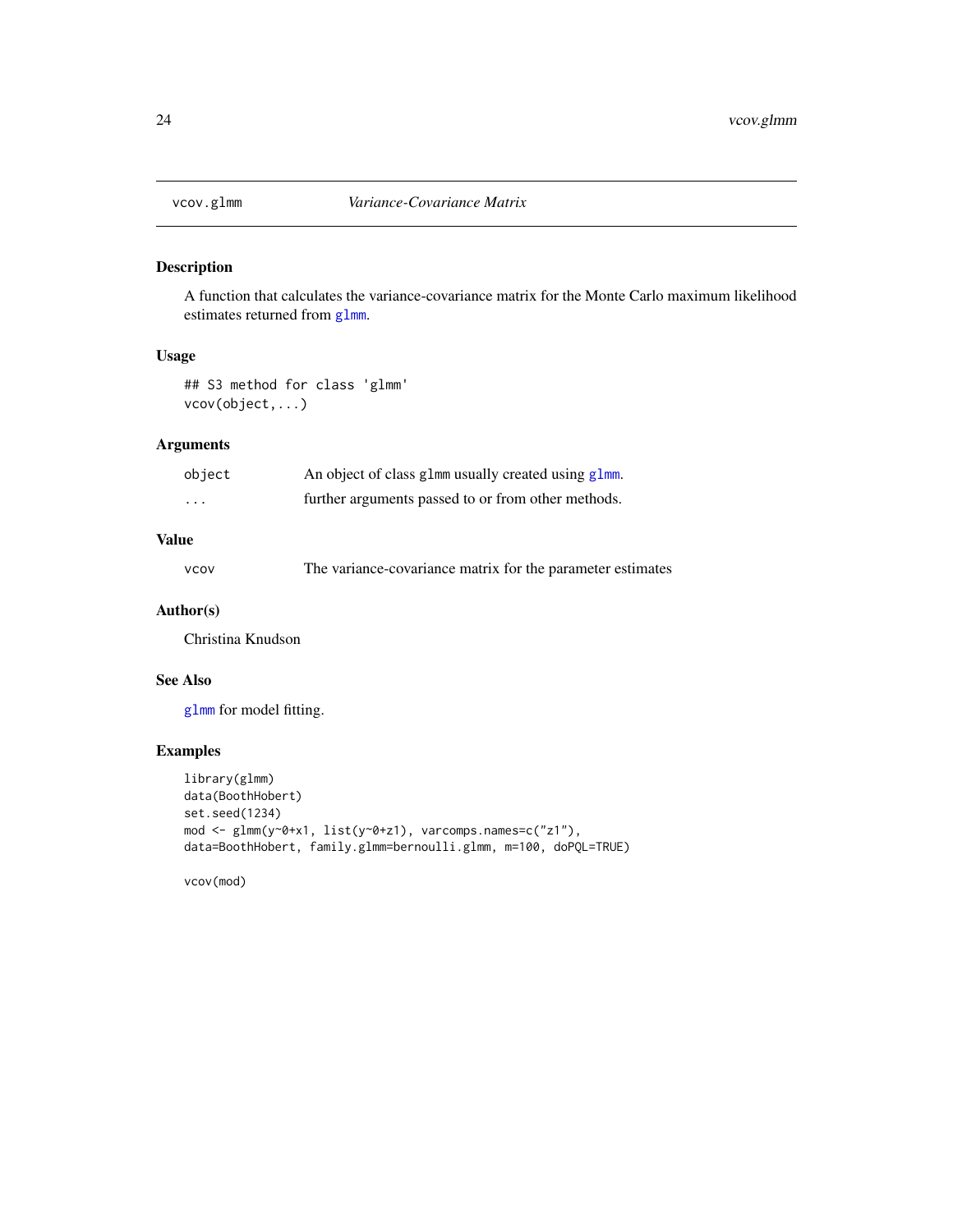vcov.glmm *Variance-Covariance Matrix*

## Description

A function that calculates the variance-covariance matrix for the Monte Carlo maximum likelihood estimates returned from glmm.

## Usage

```
## S3 method for class 'glmm'
vcov(object,...)
```

## Arguments

| | |
|---|---|
| object | An object of class glmm usually created using glmm. |
| ... | further arguments passed to or from other methods. |

## Value

| | |
|---|---|
| vcov | The variance-covariance matrix for the parameter estimates |

## Author(s)

Christina Knudson

## See Also

glmm for model fitting.

## Examples

```
library(glmm)
data(BoothHobert)
set.seed(1234)
mod <- glmm(y~0+x1, list(y~0+z1), varcomps.names=c("z1"),
data=BoothHobert, family.glmm=bernoulli.glmm, m=100, doPQL=TRUE)

vcov(mod)
```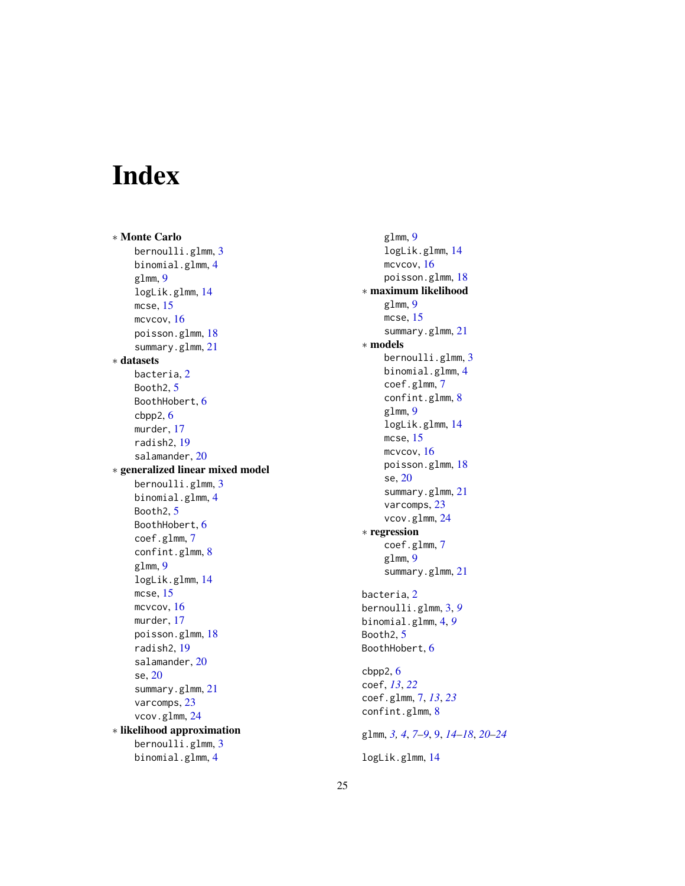# Index

∗ **Monte Carlo**
- bernoulli.glmm, 3
- binomial.glmm, 4
- glmm, 9
- logLik.glmm, 14
- mcse, 15
- mcvcov, 16
- poisson.glmm, 18
- summary.glmm, 21

∗ **datasets**
- bacteria, 2
- Booth2, 5
- BoothHobert, 6
- cbpp2, 6
- murder, 17
- radish2, 19
- salamander, 20

∗ **generalized linear mixed model**
- bernoulli.glmm, 3
- binomial.glmm, 4
- Booth2, 5
- BoothHobert, 6
- coef.glmm, 7
- confint.glmm, 8
- glmm, 9
- logLik.glmm, 14
- mcse, 15
- mcvcov, 16
- murder, 17
- poisson.glmm, 18
- radish2, 19
- salamander, 20
- se, 20
- summary.glmm, 21
- varcomps, 23
- vcov.glmm, 24

∗ **likelihood approximation**
- bernoulli.glmm, 3
- binomial.glmm, 4
- glmm, 9
- logLik.glmm, 14
- mcvcov, 16
- poisson.glmm, 18

∗ **maximum likelihood**
- glmm, 9
- mcse, 15
- summary.glmm, 21

∗ **models**
- bernoulli.glmm, 3
- binomial.glmm, 4
- coef.glmm, 7
- confint.glmm, 8
- glmm, 9
- logLik.glmm, 14
- mcse, 15
- mcvcov, 16
- poisson.glmm, 18
- se, 20
- summary.glmm, 21
- varcomps, 23
- vcov.glmm, 24

∗ **regression**
- coef.glmm, 7
- glmm, 9
- summary.glmm, 21

bacteria, 2
bernoulli.glmm, 3, *9*
binomial.glmm, 4, *9*
Booth2, 5
BoothHobert, 6

cbpp2, 6
coef, *13*, *22*
coef.glmm, 7, *13*, *23*
confint.glmm, 8

glmm, *3*, *4*, *7–9*, 9, *14–18*, *20–24*

logLik.glmm, 14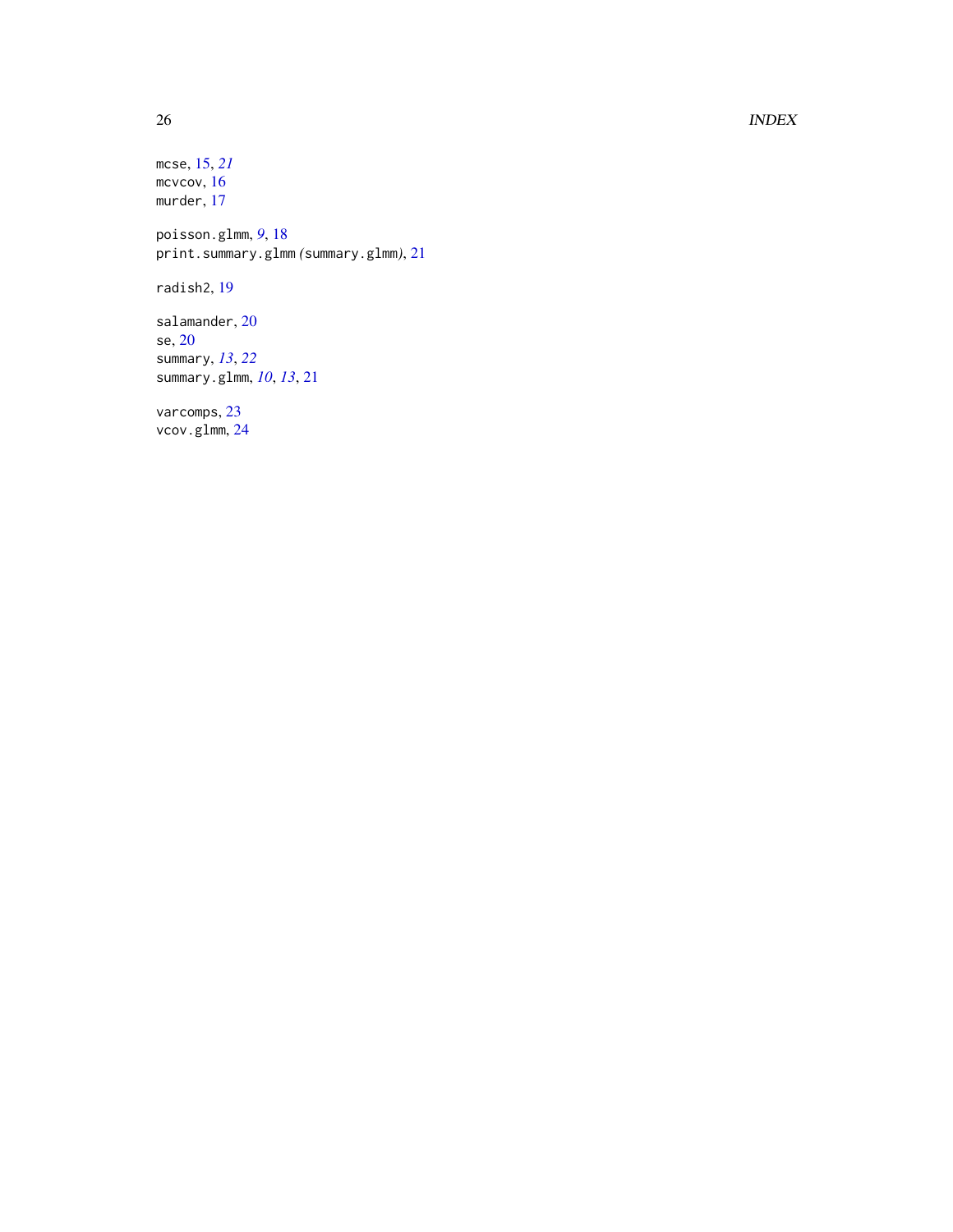mcse, 15, *21*
mcvcov, 16
murder, 17

poisson.glmm, *9*, 18
print.summary.glmm *(*summary.glmm*)*, 21

radish2, 19

salamander, 20
se, 20
summary, *13*, *22*
summary.glmm, *10*, *13*, 21

varcomps, 23
vcov.glmm, 24